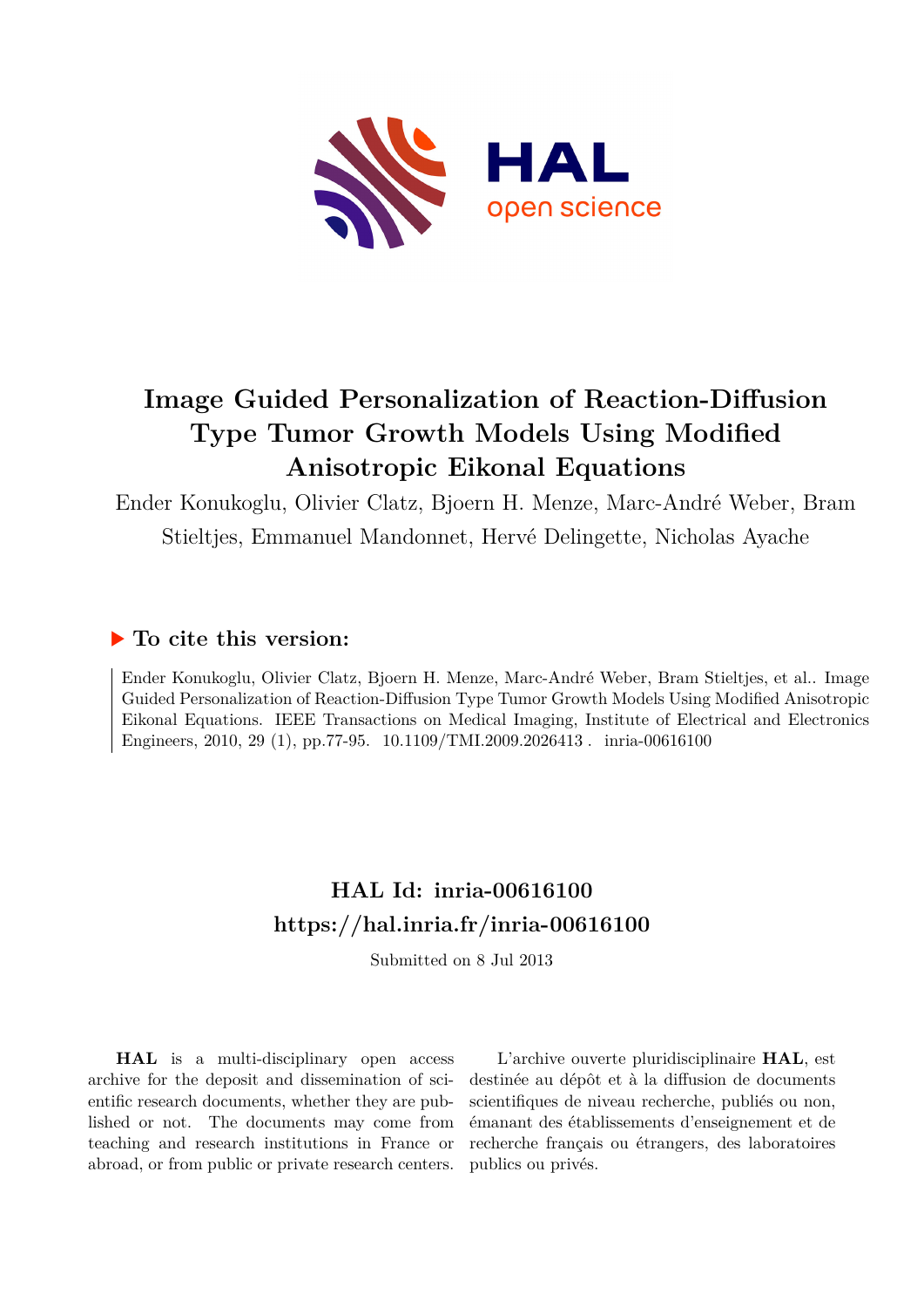# Image Guided Personalization of Reaction-Diffusion Type Tumor Growth Models Using Modified Anisotropic Eikonal Equations

Ender Konukoglu, Olivier Clatz, Bjoern H. Menze, Marc-André Weber, Bram Stieltjes, Emmanuel Mandonnet, Hervé Delingette, Nicholas Ayache

## ▶ To cite this version:

Ender Konukoglu, Olivier Clatz, Bjoern H. Menze, Marc-André Weber, Bram Stieltjes, et al.. Image Guided Personalization of Reaction-Diffusion Type Tumor Growth Models Using Modified Anisotropic Eikonal Equations. IEEE Transactions on Medical Imaging, Institute of Electrical and Electronics Engineers, 2010, 29 (1), pp.77-95. 10.1109/TMI.2009.2026413 . inria-00616100

## HAL Id: inria-00616100
## https://hal.inria.fr/inria-00616100

Submitted on 8 Jul 2013

**HAL** is a multi-disciplinary open access archive for the deposit and dissemination of scientific research documents, whether they are published or not. The documents may come from teaching and research institutions in France or abroad, or from public or private research centers.

L'archive ouverte pluridisciplinaire **HAL**, est destinée au dépôt et à la diffusion de documents scientifiques de niveau recherche, publiés ou non, émanant des établissements d'enseignement et de recherche français ou étrangers, des laboratoires publics ou privés.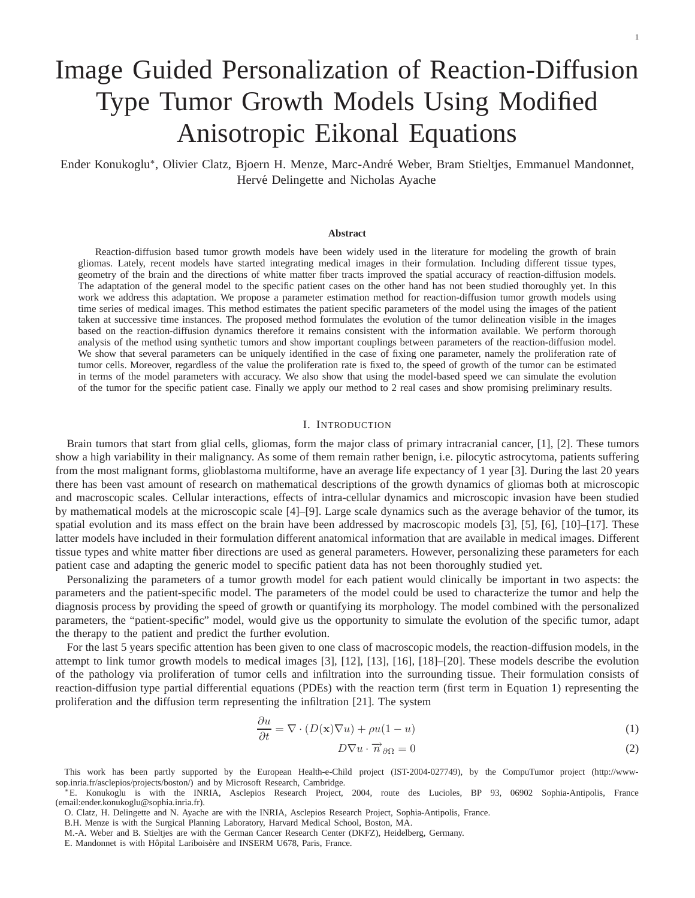# Image Guided Personalization of Reaction-Diffusion Type Tumor Growth Models Using Modified Anisotropic Eikonal Equations

Ender Konukoglu*, Olivier Clatz, Bjoern H. Menze, Marc-André Weber, Bram Stieltjes, Emmanuel Mandonnet, Hervé Delingette and Nicholas Ayache

### Abstract

Reaction-diffusion based tumor growth models have been widely used in the literature for modeling the growth of brain gliomas. Lately, recent models have started integrating medical images in their formulation. Including different tissue types, geometry of the brain and the directions of white matter fiber tracts improved the spatial accuracy of reaction-diffusion models. The adaptation of the general model to the specific patient cases on the other hand has not been studied thoroughly yet. In this work we address this adaptation. We propose a parameter estimation method for reaction-diffusion tumor growth models using time series of medical images. This method estimates the patient specific parameters of the model using the images of the patient taken at successive time instances. The proposed method formulates the evolution of the tumor delineation visible in the images based on the reaction-diffusion dynamics therefore it remains consistent with the information available. We perform thorough analysis of the method using synthetic tumors and show important couplings between parameters of the reaction-diffusion model. We show that several parameters can be uniquely identified in the case of fixing one parameter, namely the proliferation rate of tumor cells. Moreover, regardless of the value the proliferation rate is fixed to, the speed of growth of the tumor can be estimated in terms of the model parameters with accuracy. We also show that using the model-based speed we can simulate the evolution of the tumor for the specific patient case. Finally we apply our method to 2 real cases and show promising preliminary results.

## I. Introduction

Brain tumors that start from glial cells, gliomas, form the major class of primary intracranial cancer, [1], [2]. These tumors show a high variability in their malignancy. As some of them remain rather benign, i.e. pilocytic astrocytoma, patients suffering from the most malignant forms, glioblastoma multiforme, have an average life expectancy of 1 year [3]. During the last 20 years there has been vast amount of research on mathematical descriptions of the growth dynamics of gliomas both at microscopic and macroscopic scales. Cellular interactions, effects of intra-cellular dynamics and microscopic invasion have been studied by mathematical models at the microscopic scale [4]–[9]. Large scale dynamics such as the average behavior of the tumor, its spatial evolution and its mass effect on the brain have been addressed by macroscopic models [3], [5], [6], [10]–[17]. These latter models have included in their formulation different anatomical information that are available in medical images. Different tissue types and white matter fiber directions are used as general parameters. However, personalizing these parameters for each patient case and adapting the generic model to specific patient data has not been thoroughly studied yet.

Personalizing the parameters of a tumor growth model for each patient would clinically be important in two aspects: the parameters and the patient-specific model. The parameters of the model could be used to characterize the tumor and help the diagnosis process by providing the speed of growth or quantifying its morphology. The model combined with the personalized parameters, the "patient-specific" model, would give us the opportunity to simulate the evolution of the specific tumor, adapt the therapy to the patient and predict the further evolution.

For the last 5 years specific attention has been given to one class of macroscopic models, the reaction-diffusion models, in the attempt to link tumor growth models to medical images [3], [12], [13], [16], [18]–[20]. These models describe the evolution of the pathology via proliferation of tumor cells and infiltration into the surrounding tissue. Their formulation consists of reaction-diffusion type partial differential equations (PDEs) with the reaction term (first term in Equation 1) representing the proliferation and the diffusion term representing the infiltration [21]. The system

$$\frac{\partial u}{\partial t} = \nabla \cdot (D(\mathbf{x})\nabla u) + \rho u(1-u) \tag{1}$$

$$D\nabla u \cdot \overrightarrow{n}_{\partial\Omega} = 0 \tag{2}$$

This work has been partly supported by the European Health-e-Child project (IST-2004-027749), by the CompuTumor project (http://www-sop.inria.fr/asclepios/projects/boston/) and by Microsoft Research, Cambridge.

*E. Konukoglu is with the INRIA, Asclepios Research Project, 2004, route des Lucioles, BP 93, 06902 Sophia-Antipolis, France (email:ender.konukoglu@sophia.inria.fr).

O. Clatz, H. Delingette and N. Ayache are with the INRIA, Asclepios Research Project, Sophia-Antipolis, France.

B.H. Menze is with the Surgical Planning Laboratory, Harvard Medical School, Boston, MA.

M.-A. Weber and B. Stieltjes are with the German Cancer Research Center (DKFZ), Heidelberg, Germany.

E. Mandonnet is with Hôpital Lariboisère and INSERM U678, Paris, France.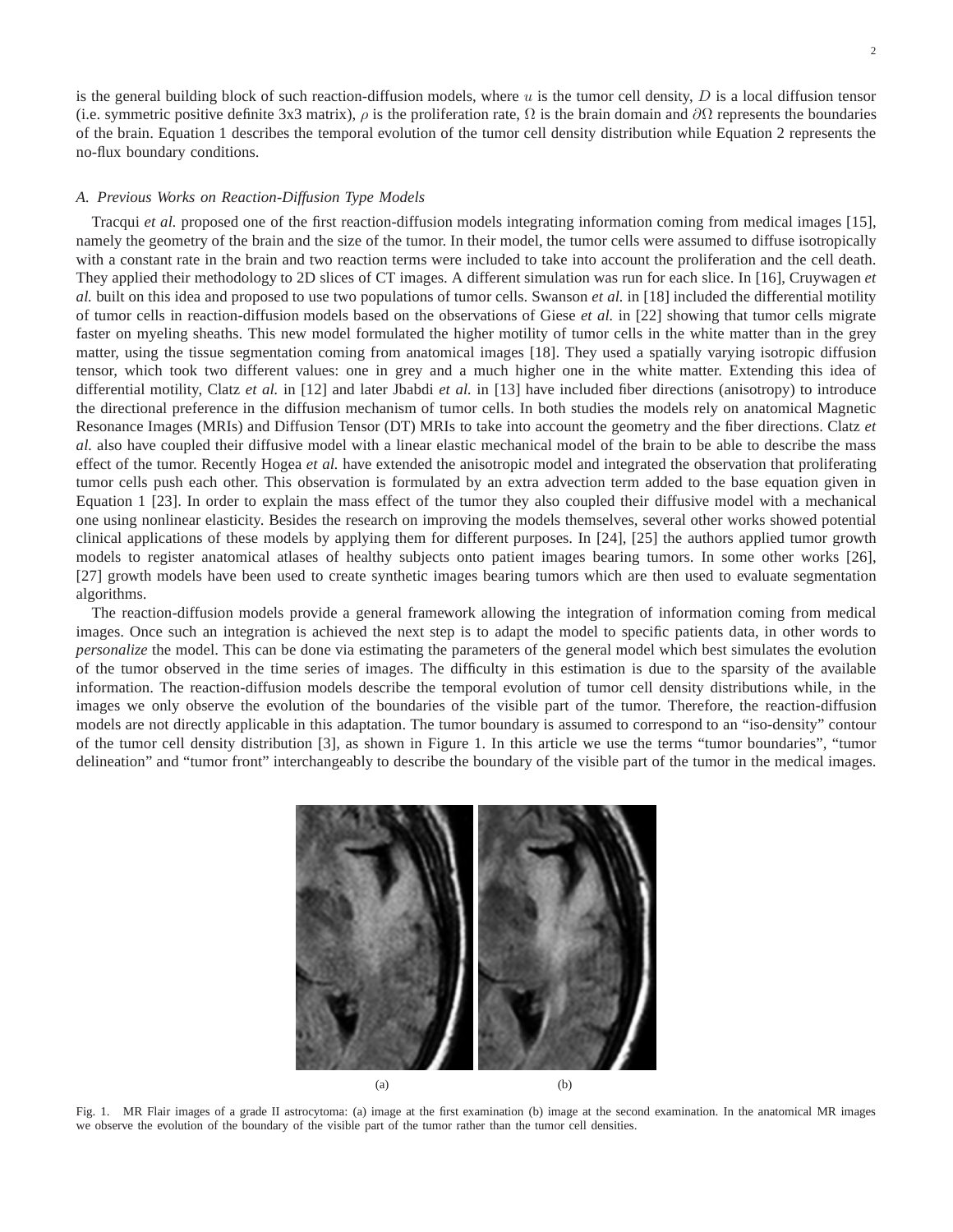is the general building block of such reaction-diffusion models, where $u$ is the tumor cell density, $D$ is a local diffusion tensor (i.e. symmetric positive definite 3x3 matrix), $\rho$ is the proliferation rate, $\Omega$ is the brain domain and $\partial\Omega$ represents the boundaries of the brain. Equation 1 describes the temporal evolution of the tumor cell density distribution while Equation 2 represents the no-flux boundary conditions.

### *A. Previous Works on Reaction-Diffusion Type Models*

Tracqui *et al.* proposed one of the first reaction-diffusion models integrating information coming from medical images [15], namely the geometry of the brain and the size of the tumor. In their model, the tumor cells were assumed to diffuse isotropically with a constant rate in the brain and two reaction terms were included to take into account the proliferation and the cell death. They applied their methodology to 2D slices of CT images. A different simulation was run for each slice. In [16], Cruywagen *et al.* built on this idea and proposed to use two populations of tumor cells. Swanson *et al.* in [18] included the differential motility of tumor cells in reaction-diffusion models based on the observations of Giese *et al.* in [22] showing that tumor cells migrate faster on myeling sheaths. This new model formulated the higher motility of tumor cells in the white matter than in the grey matter, using the tissue segmentation coming from anatomical images [18]. They used a spatially varying isotropic diffusion tensor, which took two different values: one in grey and a much higher one in the white matter. Extending this idea of differential motility, Clatz *et al.* in [12] and later Jbabdi *et al.* in [13] have included fiber directions (anisotropy) to introduce the directional preference in the diffusion mechanism of tumor cells. In both studies the models rely on anatomical Magnetic Resonance Images (MRIs) and Diffusion Tensor (DT) MRIs to take into account the geometry and the fiber directions. Clatz *et al.* also have coupled their diffusive model with a linear elastic mechanical model of the brain to be able to describe the mass effect of the tumor. Recently Hogea *et al.* have extended the anisotropic model and integrated the observation that proliferating tumor cells push each other. This observation is formulated by an extra advection term added to the base equation given in Equation 1 [23]. In order to explain the mass effect of the tumor they also coupled their diffusive model with a mechanical one using nonlinear elasticity. Besides the research on improving the models themselves, several other works showed potential clinical applications of these models by applying them for different purposes. In [24], [25] the authors applied tumor growth models to register anatomical atlases of healthy subjects onto patient images bearing tumors. In some other works [26], [27] growth models have been used to create synthetic images bearing tumors which are then used to evaluate segmentation algorithms.

The reaction-diffusion models provide a general framework allowing the integration of information coming from medical images. Once such an integration is achieved the next step is to adapt the model to specific patients data, in other words to *personalize* the model. This can be done via estimating the parameters of the general model which best simulates the evolution of the tumor observed in the time series of images. The difficulty in this estimation is due to the sparsity of the available information. The reaction-diffusion models describe the temporal evolution of tumor cell density distributions while, in the images we only observe the evolution of the boundaries of the visible part of the tumor. Therefore, the reaction-diffusion models are not directly applicable in this adaptation. The tumor boundary is assumed to correspond to an "iso-density" contour of the tumor cell density distribution [3], as shown in Figure 1. In this article we use the terms "tumor boundaries", "tumor delineation" and "tumor front" interchangeably to describe the boundary of the visible part of the tumor in the medical images.

(a) (b)

Fig. 1. MR Flair images of a grade II astrocytoma: (a) image at the first examination (b) image at the second examination. In the anatomical MR images we observe the evolution of the boundary of the visible part of the tumor rather than the tumor cell densities.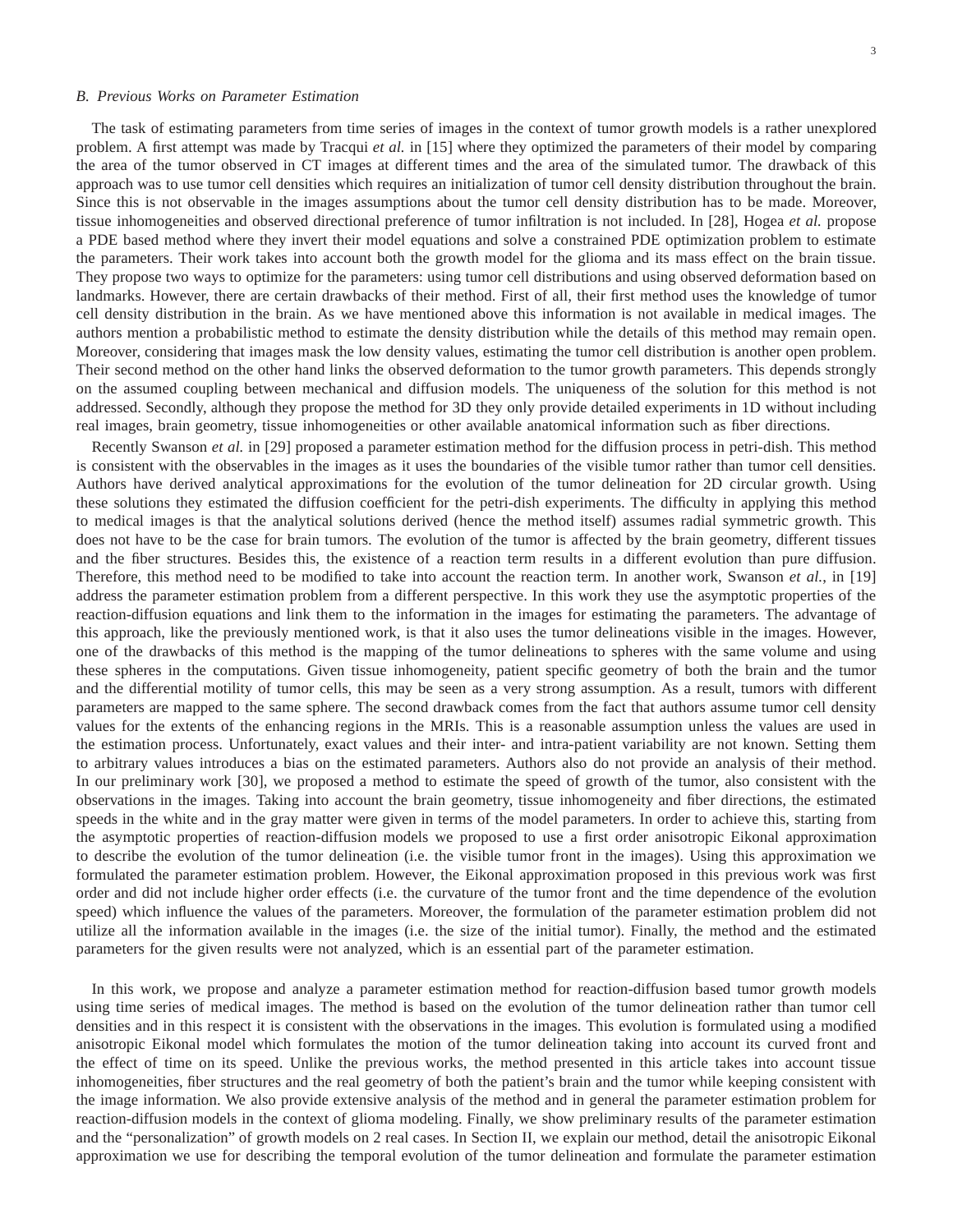### B. Previous Works on Parameter Estimation

The task of estimating parameters from time series of images in the context of tumor growth models is a rather unexplored problem. A first attempt was made by Tracqui *et al.* in [15] where they optimized the parameters of their model by comparing the area of the tumor observed in CT images at different times and the area of the simulated tumor. The drawback of this approach was to use tumor cell densities which requires an initialization of tumor cell density distribution throughout the brain. Since this is not observable in the images assumptions about the tumor cell density distribution has to be made. Moreover, tissue inhomogeneities and observed directional preference of tumor infiltration is not included. In [28], Hogea *et al.* propose a PDE based method where they invert their model equations and solve a constrained PDE optimization problem to estimate the parameters. Their work takes into account both the growth model for the glioma and its mass effect on the brain tissue. They propose two ways to optimize for the parameters: using tumor cell distributions and using observed deformation based on landmarks. However, there are certain drawbacks of their method. First of all, their first method uses the knowledge of tumor cell density distribution in the brain. As we have mentioned above this information is not available in medical images. The authors mention a probabilistic method to estimate the density distribution while the details of this method may remain open. Moreover, considering that images mask the low density values, estimating the tumor cell distribution is another open problem. Their second method on the other hand links the observed deformation to the tumor growth parameters. This depends strongly on the assumed coupling between mechanical and diffusion models. The uniqueness of the solution for this method is not addressed. Secondly, although they propose the method for 3D they only provide detailed experiments in 1D without including real images, brain geometry, tissue inhomogeneities or other available anatomical information such as fiber directions.

Recently Swanson *et al.* in [29] proposed a parameter estimation method for the diffusion process in petri-dish. This method is consistent with the observables in the images as it uses the boundaries of the visible tumor rather than tumor cell densities. Authors have derived analytical approximations for the evolution of the tumor delineation for 2D circular growth. Using these solutions they estimated the diffusion coefficient for the petri-dish experiments. The difficulty in applying this method to medical images is that the analytical solutions derived (hence the method itself) assumes radial symmetric growth. This does not have to be the case for brain tumors. The evolution of the tumor is affected by the brain geometry, different tissues and the fiber structures. Besides this, the existence of a reaction term results in a different evolution than pure diffusion. Therefore, this method need to be modified to take into account the reaction term. In another work, Swanson *et al.*, in [19] address the parameter estimation problem from a different perspective. In this work they use the asymptotic properties of the reaction-diffusion equations and link them to the information in the images for estimating the parameters. The advantage of this approach, like the previously mentioned work, is that it also uses the tumor delineations visible in the images. However, one of the drawbacks of this method is the mapping of the tumor delineations to spheres with the same volume and using these spheres in the computations. Given tissue inhomogeneity, patient specific geometry of both the brain and the tumor and the differential motility of tumor cells, this may be seen as a very strong assumption. As a result, tumors with different parameters are mapped to the same sphere. The second drawback comes from the fact that authors assume tumor cell density values for the extents of the enhancing regions in the MRIs. This is a reasonable assumption unless the values are used in the estimation process. Unfortunately, exact values and their inter- and intra-patient variability are not known. Setting them to arbitrary values introduces a bias on the estimated parameters. Authors also do not provide an analysis of their method. In our preliminary work [30], we proposed a method to estimate the speed of growth of the tumor, also consistent with the observations in the images. Taking into account the brain geometry, tissue inhomogeneity and fiber directions, the estimated speeds in the white and in the gray matter were given in terms of the model parameters. In order to achieve this, starting from the asymptotic properties of reaction-diffusion models we proposed to use a first order anisotropic Eikonal approximation to describe the evolution of the tumor delineation (i.e. the visible tumor front in the images). Using this approximation we formulated the parameter estimation problem. However, the Eikonal approximation proposed in this previous work was first order and did not include higher order effects (i.e. the curvature of the tumor front and the time dependence of the evolution speed) which influence the values of the parameters. Moreover, the formulation of the parameter estimation problem did not utilize all the information available in the images (i.e. the size of the initial tumor). Finally, the method and the estimated parameters for the given results were not analyzed, which is an essential part of the parameter estimation.

In this work, we propose and analyze a parameter estimation method for reaction-diffusion based tumor growth models using time series of medical images. The method is based on the evolution of the tumor delineation rather than tumor cell densities and in this respect it is consistent with the observations in the images. This evolution is formulated using a modified anisotropic Eikonal model which formulates the motion of the tumor delineation taking into account its curved front and the effect of time on its speed. Unlike the previous works, the method presented in this article takes into account tissue inhomogeneities, fiber structures and the real geometry of both the patient's brain and the tumor while keeping consistent with the image information. We also provide extensive analysis of the method and in general the parameter estimation problem for reaction-diffusion models in the context of glioma modeling. Finally, we show preliminary results of the parameter estimation and the "personalization" of growth models on 2 real cases. In Section II, we explain our method, detail the anisotropic Eikonal approximation we use for describing the temporal evolution of the tumor delineation and formulate the parameter estimation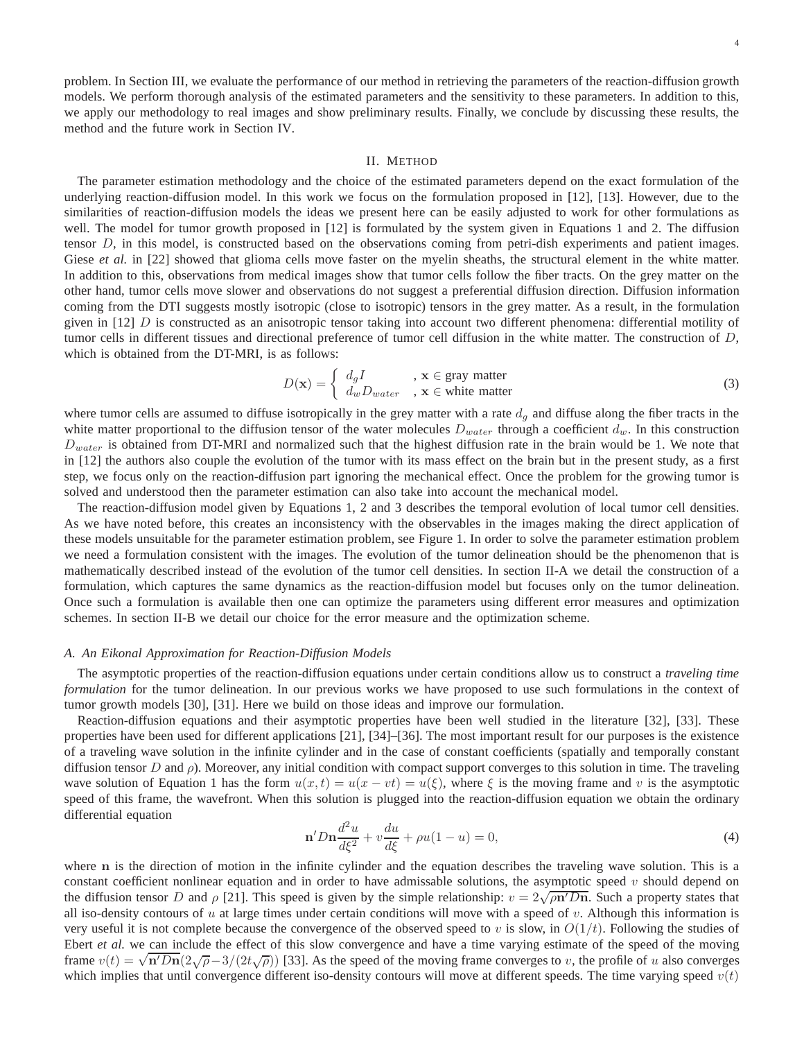problem. In Section III, we evaluate the performance of our method in retrieving the parameters of the reaction-diffusion growth models. We perform thorough analysis of the estimated parameters and the sensitivity to these parameters. In addition to this, we apply our methodology to real images and show preliminary results. Finally, we conclude by discussing these results, the method and the future work in Section IV.

## II. Method

The parameter estimation methodology and the choice of the estimated parameters depend on the exact formulation of the underlying reaction-diffusion model. In this work we focus on the formulation proposed in [12], [13]. However, due to the similarities of reaction-diffusion models the ideas we present here can be easily adjusted to work for other formulations as well. The model for tumor growth proposed in [12] is formulated by the system given in Equations 1 and 2. The diffusion tensor $D$, in this model, is constructed based on the observations coming from petri-dish experiments and patient images. Giese *et al.* in [22] showed that glioma cells move faster on the myelin sheaths, the structural element in the white matter. In addition to this, observations from medical images show that tumor cells follow the fiber tracts. On the grey matter on the other hand, tumor cells move slower and observations do not suggest a preferential diffusion direction. Diffusion information coming from the DTI suggests mostly isotropic (close to isotropic) tensors in the grey matter. As a result, in the formulation given in [12] $D$ is constructed as an anisotropic tensor taking into account two different phenomena: differential motility of tumor cells in different tissues and directional preference of tumor cell diffusion in the white matter. The construction of $D$, which is obtained from the DT-MRI, is as follows:

$$D(\mathbf{x}) = \begin{cases} d_g I & , \mathbf{x} \in \text{gray matter} \\ d_w D_{water} & , \mathbf{x} \in \text{white matter} \end{cases} \tag{3}$$

where tumor cells are assumed to diffuse isotropically in the grey matter with a rate $d_g$ and diffuse along the fiber tracts in the white matter proportional to the diffusion tensor of the water molecules $D_{water}$ through a coefficient $d_w$. In this construction $D_{water}$ is obtained from DT-MRI and normalized such that the highest diffusion rate in the brain would be 1. We note that in [12] the authors also couple the evolution of the tumor with its mass effect on the brain but in the present study, as a first step, we focus only on the reaction-diffusion part ignoring the mechanical effect. Once the problem for the growing tumor is solved and understood then the parameter estimation can also take into account the mechanical model.

The reaction-diffusion model given by Equations 1, 2 and 3 describes the temporal evolution of local tumor cell densities. As we have noted before, this creates an inconsistency with the observables in the images making the direct application of these models unsuitable for the parameter estimation problem, see Figure 1. In order to solve the parameter estimation problem we need a formulation consistent with the images. The evolution of the tumor delineation should be the phenomenon that is mathematically described instead of the evolution of the tumor cell densities. In section II-A we detail the construction of a formulation, which captures the same dynamics as the reaction-diffusion model but focuses only on the tumor delineation. Once such a formulation is available then one can optimize the parameters using different error measures and optimization schemes. In section II-B we detail our choice for the error measure and the optimization scheme.

### *A. An Eikonal Approximation for Reaction-Diffusion Models*

The asymptotic properties of the reaction-diffusion equations under certain conditions allow us to construct a *traveling time formulation* for the tumor delineation. In our previous works we have proposed to use such formulations in the context of tumor growth models [30], [31]. Here we build on those ideas and improve our formulation.

Reaction-diffusion equations and their asymptotic properties have been well studied in the literature [32], [33]. These properties have been used for different applications [21], [34]–[36]. The most important result for our purposes is the existence of a traveling wave solution in the infinite cylinder and in the case of constant coefficients (spatially and temporally constant diffusion tensor $D$ and $\rho$). Moreover, any initial condition with compact support converges to this solution in time. The traveling wave solution of Equation 1 has the form $u(x,t) = u(x - vt) = u(\xi)$, where $\xi$ is the moving frame and $v$ is the asymptotic speed of this frame, the wavefront. When this solution is plugged into the reaction-diffusion equation we obtain the ordinary differential equation

$$\mathbf{n}' D \mathbf{n} \frac{d^2 u}{d\xi^2} + v \frac{du}{d\xi} + \rho u(1-u) = 0, \tag{4}$$

where $\mathbf{n}$ is the direction of motion in the infinite cylinder and the equation describes the traveling wave solution. This is a constant coefficient nonlinear equation and in order to have admissable solutions, the asymptotic speed $v$ should depend on the diffusion tensor $D$ and $\rho$ [21]. This speed is given by the simple relationship: $v = 2\sqrt{\rho \mathbf{n}' D \mathbf{n}}$. Such a property states that all iso-density contours of $u$ at large times under certain conditions will move with a speed of $v$. Although this information is very useful it is not complete because the convergence of the observed speed to $v$ is slow, in $O(1/t)$. Following the studies of Ebert *et al.* we can include the effect of this slow convergence and have a time varying estimate of the speed of the moving frame $v(t) = \sqrt{\mathbf{n}' D \mathbf{n}}(2\sqrt{\rho} - 3/(2t\sqrt{\rho}))$ [33]. As the speed of the moving frame converges to $v$, the profile of $u$ also converges which implies that until convergence different iso-density contours will move at different speeds. The time varying speed $v(t)$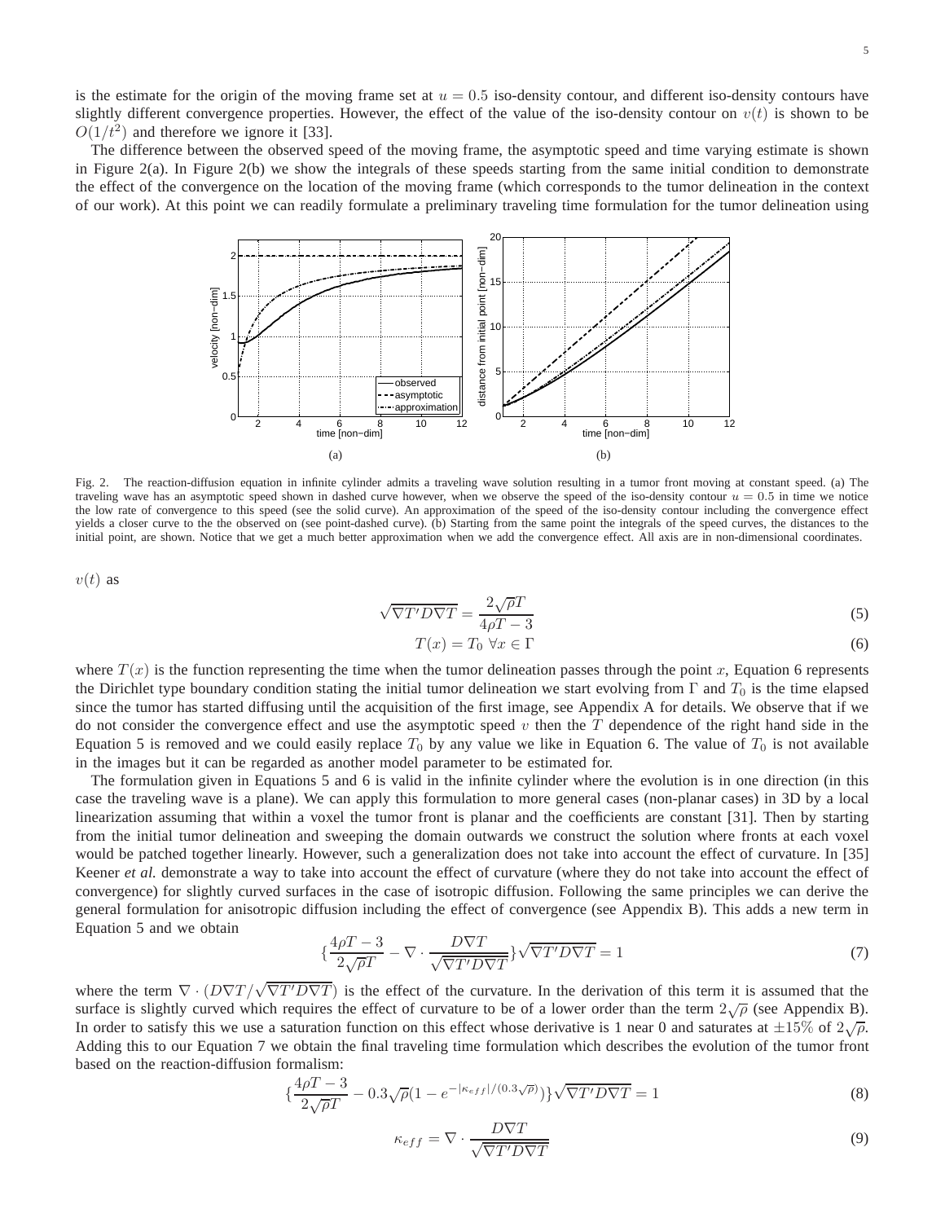is the estimate for the origin of the moving frame set at $u = 0.5$ iso-density contour, and different iso-density contours have slightly different convergence properties. However, the effect of the value of the iso-density contour on $v(t)$ is shown to be $O(1/t^2)$ and therefore we ignore it [33].

The difference between the observed speed of the moving frame, the asymptotic speed and time varying estimate is shown in Figure 2(a). In Figure 2(b) we show the integrals of these speeds starting from the same initial condition to demonstrate the effect of the convergence on the location of the moving frame (which corresponds to the tumor delineation in the context of our work). At this point we can readily formulate a preliminary traveling time formulation for the tumor delineation using

Fig. 2. The reaction-diffusion equation in infinite cylinder admits a traveling wave solution resulting in a tumor front moving at constant speed. (a) The traveling wave has an asymptotic speed shown in dashed curve however, when we observe the speed of the iso-density contour $u = 0.5$ in time we notice the low rate of convergence to this speed (see the solid curve). An approximation of the speed of the iso-density contour including the convergence effect yields a closer curve to the the observed on (see point-dashed curve). (b) Starting from the same point the integrals of the speed curves, the distances to the initial point, are shown. Notice that we get a much better approximation when we add the convergence effect. All axis are in non-dimensional coordinates.

$v(t)$ as

$$\sqrt{\nabla T' D \nabla T} = \frac{2\sqrt{\rho}T}{4\rho T - 3} \tag{5}$$

$$T(x) = T_0 \ \forall x \in \Gamma \tag{6}$$

where $T(x)$ is the function representing the time when the tumor delineation passes through the point $x$, Equation 6 represents the Dirichlet type boundary condition stating the initial tumor delineation we start evolving from $\Gamma$ and $T_0$ is the time elapsed since the tumor has started diffusing until the acquisition of the first image, see Appendix A for details. We observe that if we do not consider the convergence effect and use the asymptotic speed $v$ then the $T$ dependence of the right hand side in the Equation 5 is removed and we could easily replace $T_0$ by any value we like in Equation 6. The value of $T_0$ is not available in the images but it can be regarded as another model parameter to be estimated for.

The formulation given in Equations 5 and 6 is valid in the infinite cylinder where the evolution is in one direction (in this case the traveling wave is a plane). We can apply this formulation to more general cases (non-planar cases) in 3D by a local linearization assuming that within a voxel the tumor front is planar and the coefficients are constant [31]. Then by starting from the initial tumor delineation and sweeping the domain outwards we construct the solution where fronts at each voxel would be patched together linearly. However, such a generalization does not take into account the effect of curvature. In [35] Keener *et al.* demonstrate a way to take into account the effect of curvature (where they do not take into account the effect of convergence) for slightly curved surfaces in the case of isotropic diffusion. Following the same principles we can derive the general formulation for anisotropic diffusion including the effect of convergence (see Appendix B). This adds a new term in Equation 5 and we obtain

$$\left\{\frac{4\rho T - 3}{2\sqrt{\rho}T} - \nabla \cdot \frac{D\nabla T}{\sqrt{\nabla T' D \nabla T}}\right\}\sqrt{\nabla T' D \nabla T} = 1 \tag{7}$$

where the term $\nabla \cdot (D\nabla T/\sqrt{\nabla T' D \nabla T})$ is the effect of the curvature. In the derivation of this term it is assumed that the surface is slightly curved which requires the effect of curvature to be of a lower order than the term $2\sqrt{\rho}$ (see Appendix B). In order to satisfy this we use a saturation function on this effect whose derivative is 1 near 0 and saturates at $\pm 15\%$ of $2\sqrt{\rho}$. Adding this to our Equation 7 we obtain the final traveling time formulation which describes the evolution of the tumor front based on the reaction-diffusion formalism:

$$\left\{\frac{4\rho T - 3}{2\sqrt{\rho}T} - 0.3\sqrt{\rho}(1 - e^{-|\kappa_{eff}|/(0.3\sqrt{\rho})})\right\}\sqrt{\nabla T' D \nabla T} = 1 \tag{8}$$

$$\kappa_{eff} = \nabla \cdot \frac{D\nabla T}{\sqrt{\nabla T' D \nabla T}} \tag{9}$$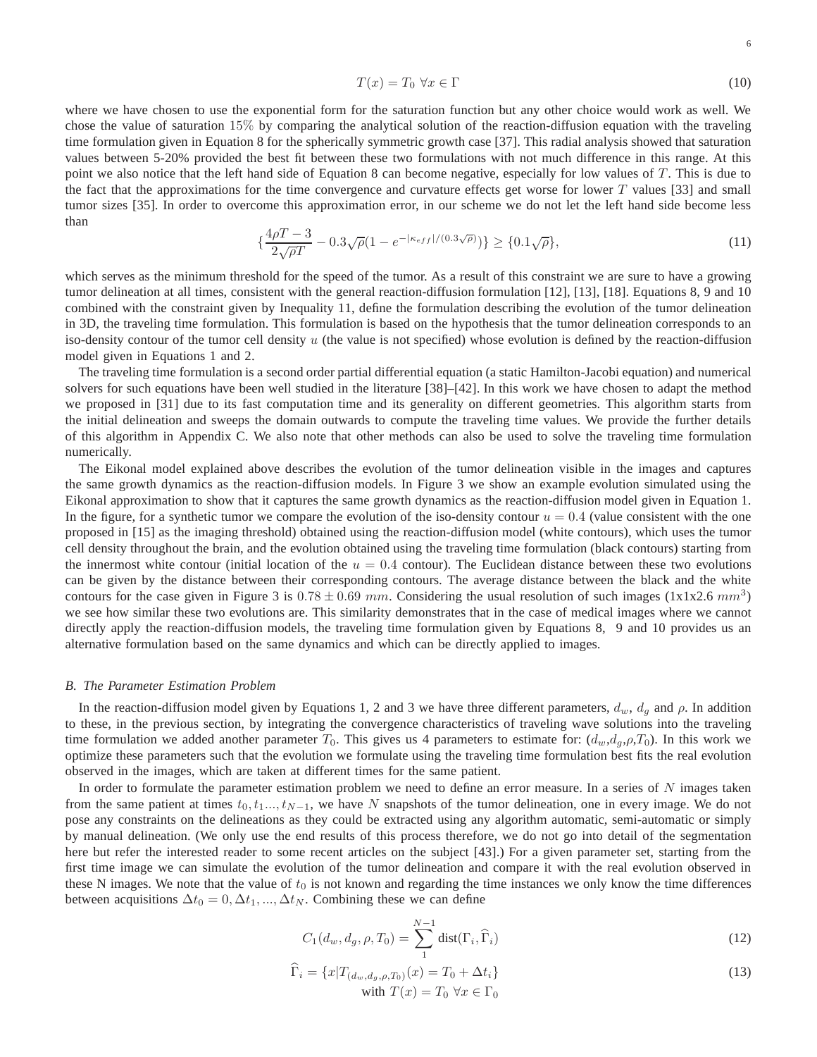$$T(x) = T_0 \;\forall x \in \Gamma \tag{10}$$

where we have chosen to use the exponential form for the saturation function but any other choice would work as well. We chose the value of saturation 15% by comparing the analytical solution of the reaction-diffusion equation with the traveling time formulation given in Equation 8 for the spherically symmetric growth case [37]. This radial analysis showed that saturation values between 5-20% provided the best fit between these two formulations with not much difference in this range. At this point we also notice that the left hand side of Equation 8 can become negative, especially for low values of $T$. This is due to the fact that the approximations for the time convergence and curvature effects get worse for lower $T$ values [33] and small tumor sizes [35]. In order to overcome this approximation error, in our scheme we do not let the left hand side become less than

$$\{\frac{4\rho T - 3}{2\sqrt{\rho T}} - 0.3\sqrt{\rho}(1 - e^{-|\kappa_{eff}|/(0.3\sqrt{\rho})})\} \geq \{0.1\sqrt{\rho}\}, \tag{11}$$

which serves as the minimum threshold for the speed of the tumor. As a result of this constraint we are sure to have a growing tumor delineation at all times, consistent with the general reaction-diffusion formulation [12], [13], [18]. Equations 8, 9 and 10 combined with the constraint given by Inequality 11, define the formulation describing the evolution of the tumor delineation in 3D, the traveling time formulation. This formulation is based on the hypothesis that the tumor delineation corresponds to an iso-density contour of the tumor cell density $u$ (the value is not specified) whose evolution is defined by the reaction-diffusion model given in Equations 1 and 2.

The traveling time formulation is a second order partial differential equation (a static Hamilton-Jacobi equation) and numerical solvers for such equations have been well studied in the literature [38]–[42]. In this work we have chosen to adapt the method we proposed in [31] due to its fast computation time and its generality on different geometries. This algorithm starts from the initial delineation and sweeps the domain outwards to compute the traveling time values. We provide the further details of this algorithm in Appendix C. We also note that other methods can also be used to solve the traveling time formulation numerically.

The Eikonal model explained above describes the evolution of the tumor delineation visible in the images and captures the same growth dynamics as the reaction-diffusion models. In Figure 3 we show an example evolution simulated using the Eikonal approximation to show that it captures the same growth dynamics as the reaction-diffusion model given in Equation 1. In the figure, for a synthetic tumor we compare the evolution of the iso-density contour $u = 0.4$ (value consistent with the one proposed in [15] as the imaging threshold) obtained using the reaction-diffusion model (white contours), which uses the tumor cell density throughout the brain, and the evolution obtained using the traveling time formulation (black contours) starting from the innermost white contour (initial location of the $u = 0.4$ contour). The Euclidean distance between these two evolutions can be given by the distance between their corresponding contours. The average distance between the black and the white contours for the case given in Figure 3 is $0.78 \pm 0.69$ $mm$. Considering the usual resolution of such images (1x1x2.6 $mm^3$) we see how similar these two evolutions are. This similarity demonstrates that in the case of medical images where we cannot directly apply the reaction-diffusion models, the traveling time formulation given by Equations 8, 9 and 10 provides us an alternative formulation based on the same dynamics and which can be directly applied to images.

### B. The Parameter Estimation Problem

In the reaction-diffusion model given by Equations 1, 2 and 3 we have three different parameters, $d_w$, $d_g$ and $\rho$. In addition to these, in the previous section, by integrating the convergence characteristics of traveling wave solutions into the traveling time formulation we added another parameter $T_0$. This gives us 4 parameters to estimate for: ($d_w$,$d_g$,$\rho$,$T_0$). In this work we optimize these parameters such that the evolution we formulate using the traveling time formulation best fits the real evolution observed in the images, which are taken at different times for the same patient.

In order to formulate the parameter estimation problem we need to define an error measure. In a series of $N$ images taken from the same patient at times $t_0, t_1..., t_{N-1}$, we have $N$ snapshots of the tumor delineation, one in every image. We do not pose any constraints on the delineations as they could be extracted using any algorithm automatic, semi-automatic or simply by manual delineation. (We only use the end results of this process therefore, we do not go into detail of the segmentation here but refer the interested reader to some recent articles on the subject [43].) For a given parameter set, starting from the first time image we can simulate the evolution of the tumor delineation and compare it with the real evolution observed in these N images. We note that the value of $t_0$ is not known and regarding the time instances we only know the time differences between acquisitions $\Delta t_0 = 0, \Delta t_1, ..., \Delta t_N$. Combining these we can define

$$C_1(d_w, d_g, \rho, T_0) = \sum_{1}^{N-1} \text{dist}(\Gamma_i, \widehat{\Gamma}_i) \tag{12}$$

$$\widehat{\Gamma}_i = \{x | T_{(d_w,d_g,\rho,T_0)}(x) = T_0 + \Delta t_i\} \tag{13}$$
$$\text{with } T(x) = T_0 \;\forall x \in \Gamma_0$$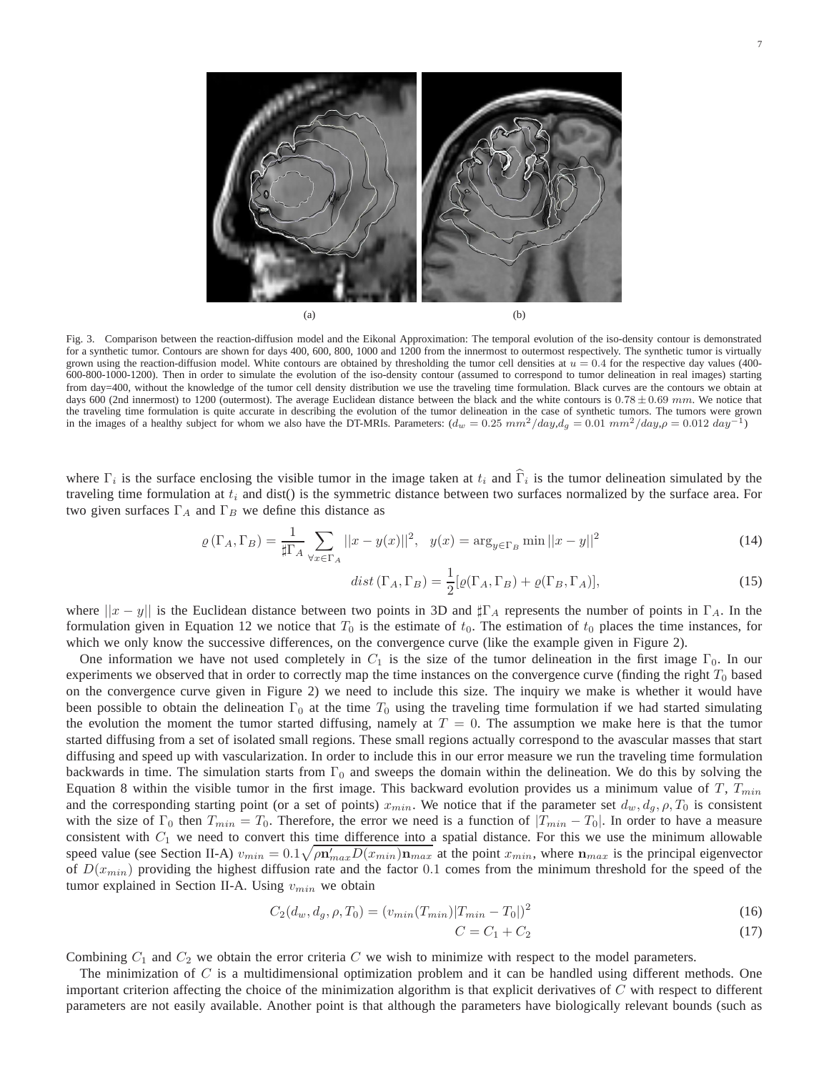(a) (b)

Fig. 3. Comparison between the reaction-diffusion model and the Eikonal Approximation: The temporal evolution of the iso-density contour is demonstrated for a synthetic tumor. Contours are shown for days 400, 600, 800, 1000 and 1200 from the innermost to outermost respectively. The synthetic tumor is virtually grown using the reaction-diffusion model. White contours are obtained by thresholding the tumor cell densities at $u = 0.4$ for the respective day values (400-600-800-1000-1200). Then in order to simulate the evolution of the iso-density contour (assumed to correspond to tumor delineation in real images) starting from day=400, without the knowledge of the tumor cell density distribution we use the traveling time formulation. Black curves are the contours we obtain at days 600 (2nd innermost) to 1200 (outermost). The average Euclidean distance between the black and the white contours is $0.78 \pm 0.69$ $mm$. We notice that the traveling time formulation is quite accurate in describing the evolution of the tumor delineation in the case of synthetic tumors. The tumors were grown in the images of a healthy subject for whom we also have the DT-MRIs. Parameters: ($d_w = 0.25$ $mm^2/day$,$d_g = 0.01$ $mm^2/day$,$\rho = 0.012$ $day^{-1}$)

where $\Gamma_i$ is the surface enclosing the visible tumor in the image taken at $t_i$ and $\widehat{\Gamma}_i$ is the tumor delineation simulated by the traveling time formulation at $t_i$ and dist() is the symmetric distance between two surfaces normalized by the surface area. For two given surfaces $\Gamma_A$ and $\Gamma_B$ we define this distance as

$$\varrho\left(\Gamma_A, \Gamma_B\right) = \frac{1}{\sharp\Gamma_A} \sum_{\forall x \in \Gamma_A} ||x - y(x)||^2, \quad y(x) = \arg_{y \in \Gamma_B} \min ||x - y||^2 \tag{14}$$

$$dist\left(\Gamma_A, \Gamma_B\right) = \frac{1}{2}[\varrho(\Gamma_A, \Gamma_B) + \varrho(\Gamma_B, \Gamma_A)], \tag{15}$$

where $||x - y||$ is the Euclidean distance between two points in 3D and $\sharp\Gamma_A$ represents the number of points in $\Gamma_A$. In the formulation given in Equation 12 we notice that $T_0$ is the estimate of $t_0$. The estimation of $t_0$ places the time instances, for which we only know the successive differences, on the convergence curve (like the example given in Figure 2).

One information we have not used completely in $C_1$ is the size of the tumor delineation in the first image $\Gamma_0$. In our experiments we observed that in order to correctly map the time instances on the convergence curve (finding the right $T_0$ based on the convergence curve given in Figure 2) we need to include this size. The inquiry we make is whether it would have been possible to obtain the delineation $\Gamma_0$ at the time $T_0$ using the traveling time formulation if we had started simulating the evolution the moment the tumor started diffusing, namely at $T = 0$. The assumption we make here is that the tumor started diffusing from a set of isolated small regions. These small regions actually correspond to the avascular masses that start diffusing and speed up with vascularization. In order to include this in our error measure we run the traveling time formulation backwards in time. The simulation starts from $\Gamma_0$ and sweeps the domain within the delineation. We do this by solving the Equation 8 within the visible tumor in the first image. This backward evolution provides us a minimum value of $T$, $T_{min}$ and the corresponding starting point (or a set of points) $x_{min}$. We notice that if the parameter set $d_w, d_g, \rho, T_0$ is consistent with the size of $\Gamma_0$ then $T_{min} = T_0$. Therefore, the error we need is a function of $|T_{min} - T_0|$. In order to have a measure consistent with $C_1$ we need to convert this time difference into a spatial distance. For this we use the minimum allowable speed value (see Section II-A) $v_{min} = 0.1\sqrt{\rho \mathbf{n}'_{max} D(x_{min}) \mathbf{n}_{max}}$ at the point $x_{min}$, where $\mathbf{n}_{max}$ is the principal eigenvector of $D(x_{min})$ providing the highest diffusion rate and the factor $0.1$ comes from the minimum threshold for the speed of the tumor explained in Section II-A. Using $v_{min}$ we obtain

$$C_2(d_w, d_g, \rho, T_0) = (v_{min}(T_{min})|T_{min} - T_0|)^2 \tag{16}$$

$$C = C_1 + C_2 \tag{17}$$

Combining $C_1$ and $C_2$ we obtain the error criteria $C$ we wish to minimize with respect to the model parameters.

The minimization of $C$ is a multidimensional optimization problem and it can be handled using different methods. One important criterion affecting the choice of the minimization algorithm is that explicit derivatives of $C$ with respect to different parameters are not easily available. Another point is that although the parameters have biologically relevant bounds (such as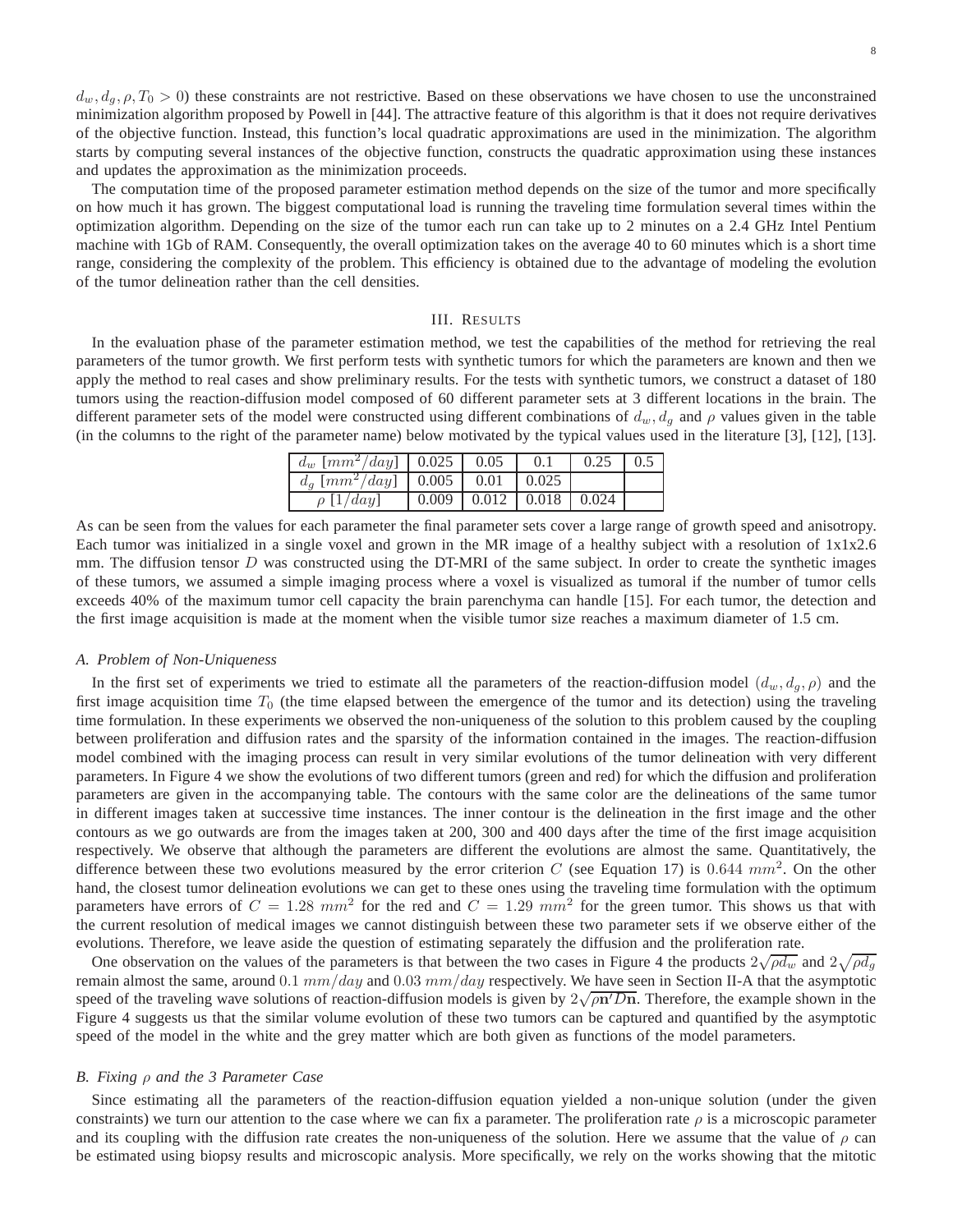$d_w, d_g, \rho, T_0 > 0$) these constraints are not restrictive. Based on these observations we have chosen to use the unconstrained minimization algorithm proposed by Powell in [44]. The attractive feature of this algorithm is that it does not require derivatives of the objective function. Instead, this function's local quadratic approximations are used in the minimization. The algorithm starts by computing several instances of the objective function, constructs the quadratic approximation using these instances and updates the approximation as the minimization proceeds.

The computation time of the proposed parameter estimation method depends on the size of the tumor and more specifically on how much it has grown. The biggest computational load is running the traveling time formulation several times within the optimization algorithm. Depending on the size of the tumor each run can take up to 2 minutes on a 2.4 GHz Intel Pentium machine with 1Gb of RAM. Consequently, the overall optimization takes on the average 40 to 60 minutes which is a short time range, considering the complexity of the problem. This efficiency is obtained due to the advantage of modeling the evolution of the tumor delineation rather than the cell densities.

## III. Results

In the evaluation phase of the parameter estimation method, we test the capabilities of the method for retrieving the real parameters of the tumor growth. We first perform tests with synthetic tumors for which the parameters are known and then we apply the method to real cases and show preliminary results. For the tests with synthetic tumors, we construct a dataset of 180 tumors using the reaction-diffusion model composed of 60 different parameter sets at 3 different locations in the brain. The different parameter sets of the model were constructed using different combinations of $d_w, d_g$ and $\rho$ values given in the table (in the columns to the right of the parameter name) below motivated by the typical values used in the literature [3], [12], [13].

| $d_w$ $[mm^2/day]$ | 0.025 | 0.05 | 0.1 | 0.25 | 0.5 |
|---|---|---|---|---|---|
| $d_g$ $[mm^2/day]$ | 0.005 | 0.01 | 0.025 | | |
| $\rho$ $[1/day]$ | 0.009 | 0.012 | 0.018 | 0.024 | |

As can be seen from the values for each parameter the final parameter sets cover a large range of growth speed and anisotropy. Each tumor was initialized in a single voxel and grown in the MR image of a healthy subject with a resolution of 1x1x2.6 mm. The diffusion tensor $D$ was constructed using the DT-MRI of the same subject. In order to create the synthetic images of these tumors, we assumed a simple imaging process where a voxel is visualized as tumoral if the number of tumor cells exceeds 40% of the maximum tumor cell capacity the brain parenchyma can handle [15]. For each tumor, the detection and the first image acquisition is made at the moment when the visible tumor size reaches a maximum diameter of 1.5 cm.

### A. Problem of Non-Uniqueness

In the first set of experiments we tried to estimate all the parameters of the reaction-diffusion model $(d_w, d_g, \rho)$ and the first image acquisition time $T_0$ (the time elapsed between the emergence of the tumor and its detection) using the traveling time formulation. In these experiments we observed the non-uniqueness of the solution to this problem caused by the coupling between proliferation and diffusion rates and the sparsity of the information contained in the images. The reaction-diffusion model combined with the imaging process can result in very similar evolutions of the tumor delineation with very different parameters. In Figure 4 we show the evolutions of two different tumors (green and red) for which the diffusion and proliferation parameters are given in the accompanying table. The contours with the same color are the delineations of the same tumor in different images taken at successive time instances. The inner contour is the delineation in the first image and the other contours as we go outwards are from the images taken at 200, 300 and 400 days after the time of the first image acquisition respectively. We observe that although the parameters are different the evolutions are almost the same. Quantitatively, the difference between these two evolutions measured by the error criterion $C$ (see Equation 17) is $0.644\ mm^2$. On the other hand, the closest tumor delineation evolutions we can get to these ones using the traveling time formulation with the optimum parameters have errors of $C = 1.28\ mm^2$ for the red and $C = 1.29\ mm^2$ for the green tumor. This shows us that with the current resolution of medical images we cannot distinguish between these two parameter sets if we observe either of the evolutions. Therefore, we leave aside the question of estimating separately the diffusion and the proliferation rate.

One observation on the values of the parameters is that between the two cases in Figure 4 the products $2\sqrt{\rho d_w}$ and $2\sqrt{\rho d_g}$ remain almost the same, around $0.1\ mm/day$ and $0.03\ mm/day$ respectively. We have seen in Section II-A that the asymptotic speed of the traveling wave solutions of reaction-diffusion models is given by $2\sqrt{\rho \mathbf{n}' D \mathbf{n}}$. Therefore, the example shown in the Figure 4 suggests us that the similar volume evolution of these two tumors can be captured and quantified by the asymptotic speed of the model in the white and the grey matter which are both given as functions of the model parameters.

### B. Fixing $\rho$ and the 3 Parameter Case

Since estimating all the parameters of the reaction-diffusion equation yielded a non-unique solution (under the given constraints) we turn our attention to the case where we can fix a parameter. The proliferation rate $\rho$ is a microscopic parameter and its coupling with the diffusion rate creates the non-uniqueness of the solution. Here we assume that the value of $\rho$ can be estimated using biopsy results and microscopic analysis. More specifically, we rely on the works showing that the mitotic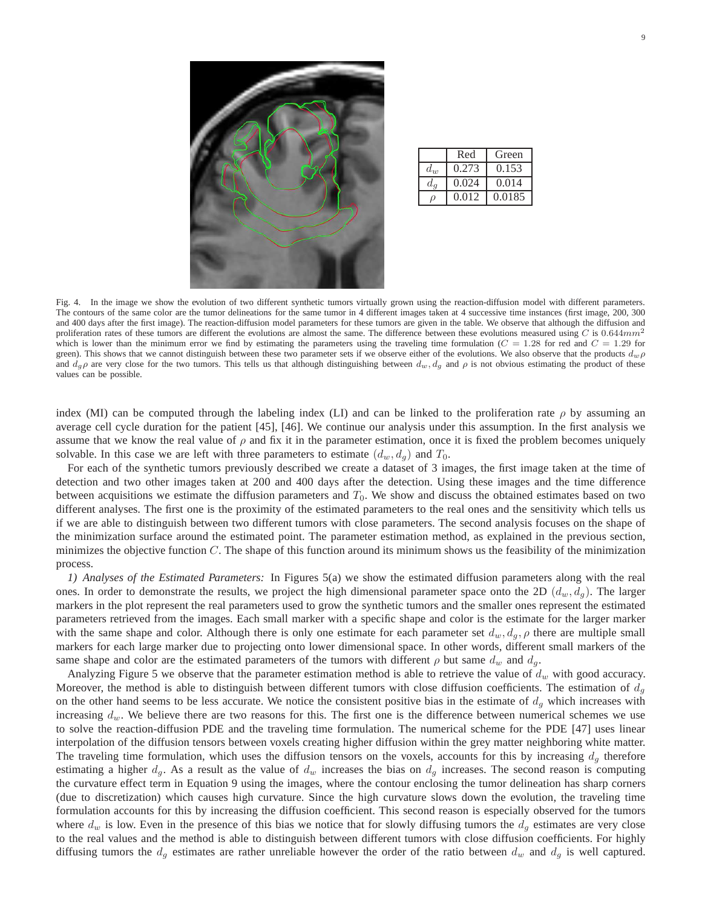|  | Red | Green |
|---|---|---|
| $d_w$ | 0.273 | 0.153 |
| $d_g$ | 0.024 | 0.014 |
| $\rho$ | 0.012 | 0.0185 |

Fig. 4. In the image we show the evolution of two different synthetic tumors virtually grown using the reaction-diffusion model with different parameters. The contours of the same color are the tumor delineations for the same tumor in 4 different images taken at 4 successive time instances (first image, 200, 300 and 400 days after the first image). The reaction-diffusion model parameters for these tumors are given in the table. We observe that although the diffusion and proliferation rates of these tumors are different the evolutions are almost the same. The difference between these evolutions measured using $C$ is $0.644mm^2$ which is lower than the minimum error we find by estimating the parameters using the traveling time formulation ($C = 1.28$ for red and $C = 1.29$ for green). This shows that we cannot distinguish between these two parameter sets if we observe either of the evolutions. We also observe that the products $d_w\rho$ and $d_g\rho$ are very close for the two tumors. This tells us that although distinguishing between $d_w, d_g$ and $\rho$ is not obvious estimating the product of these values can be possible.

index (MI) can be computed through the labeling index (LI) and can be linked to the proliferation rate $\rho$ by assuming an average cell cycle duration for the patient [45], [46]. We continue our analysis under this assumption. In the first analysis we assume that we know the real value of $\rho$ and fix it in the parameter estimation, once it is fixed the problem becomes uniquely solvable. In this case we are left with three parameters to estimate $(d_w, d_g)$ and $T_0$.

For each of the synthetic tumors previously described we create a dataset of 3 images, the first image taken at the time of detection and two other images taken at 200 and 400 days after the detection. Using these images and the time difference between acquisitions we estimate the diffusion parameters and $T_0$. We show and discuss the obtained estimates based on two different analyses. The first one is the proximity of the estimated parameters to the real ones and the sensitivity which tells us if we are able to distinguish between two different tumors with close parameters. The second analysis focuses on the shape of the minimization surface around the estimated point. The parameter estimation method, as explained in the previous section, minimizes the objective function $C$. The shape of this function around its minimum shows us the feasibility of the minimization process.

*1) Analyses of the Estimated Parameters:* In Figures 5(a) we show the estimated diffusion parameters along with the real ones. In order to demonstrate the results, we project the high dimensional parameter space onto the 2D $(d_w, d_g)$. The larger markers in the plot represent the real parameters used to grow the synthetic tumors and the smaller ones represent the estimated parameters retrieved from the images. Each small marker with a specific shape and color is the estimate for the larger marker with the same shape and color. Although there is only one estimate for each parameter set $d_w, d_g, \rho$ there are multiple small markers for each large marker due to projecting onto lower dimensional space. In other words, different small markers of the same shape and color are the estimated parameters of the tumors with different $\rho$ but same $d_w$ and $d_g$.

Analyzing Figure 5 we observe that the parameter estimation method is able to retrieve the value of $d_w$ with good accuracy. Moreover, the method is able to distinguish between different tumors with close diffusion coefficients. The estimation of $d_g$ on the other hand seems to be less accurate. We notice the consistent positive bias in the estimate of $d_g$ which increases with increasing $d_w$. We believe there are two reasons for this. The first one is the difference between numerical schemes we use to solve the reaction-diffusion PDE and the traveling time formulation. The numerical scheme for the PDE [47] uses linear interpolation of the diffusion tensors between voxels creating higher diffusion within the grey matter neighboring white matter. The traveling time formulation, which uses the diffusion tensors on the voxels, accounts for this by increasing $d_g$ therefore estimating a higher $d_g$. As a result as the value of $d_w$ increases the bias on $d_g$ increases. The second reason is computing the curvature effect term in Equation 9 using the images, where the contour enclosing the tumor delineation has sharp corners (due to discretization) which causes high curvature. Since the high curvature slows down the evolution, the traveling time formulation accounts for this by increasing the diffusion coefficient. This second reason is especially observed for the tumors where $d_w$ is low. Even in the presence of this bias we notice that for slowly diffusing tumors the $d_g$ estimates are very close to the real values and the method is able to distinguish between different tumors with close diffusion coefficients. For highly diffusing tumors the $d_g$ estimates are rather unreliable however the order of the ratio between $d_w$ and $d_g$ is well captured.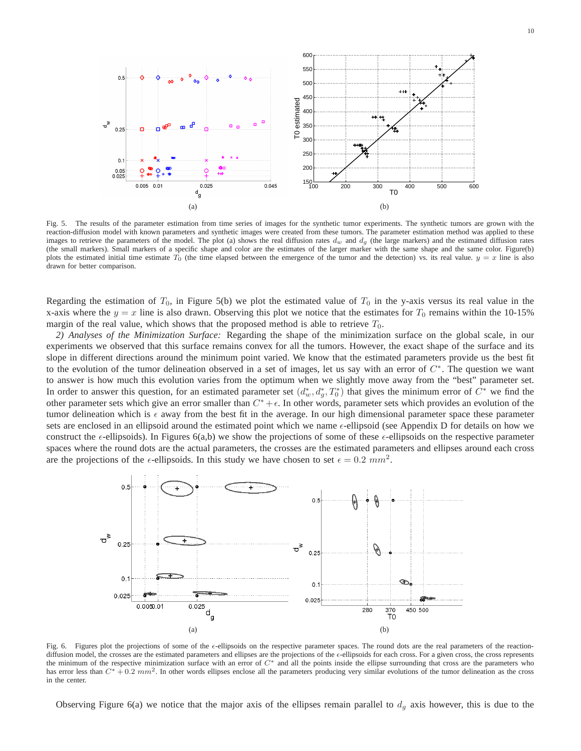Fig. 5. The results of the parameter estimation from time series of images for the synthetic tumor experiments. The synthetic tumors are grown with the reaction-diffusion model with known parameters and synthetic images were created from these tumors. The parameter estimation method was applied to these images to retrieve the parameters of the model. The plot (a) shows the real diffusion rates $d_w$ and $d_g$ (the large markers) and the estimated diffusion rates (the small markers). Small markers of a specific shape and color are the estimates of the larger marker with the same shape and the same color. Figure(b) plots the estimated initial time estimate $T_0$ (the time elapsed between the emergence of the tumor and the detection) vs. its real value. $y = x$ line is also drawn for better comparison.

Regarding the estimation of $T_0$, in Figure 5(b) we plot the estimated value of $T_0$ in the y-axis versus its real value in the x-axis where the $y = x$ line is also drawn. Observing this plot we notice that the estimates for $T_0$ remains within the 10-15% margin of the real value, which shows that the proposed method is able to retrieve $T_0$.

*2) Analyses of the Minimization Surface:* Regarding the shape of the minimization surface on the global scale, in our experiments we observed that this surface remains convex for all the tumors. However, the exact shape of the surface and its slope in different directions around the minimum point varied. We know that the estimated parameters provide us the best fit to the evolution of the tumor delineation observed in a set of images, let us say with an error of $C^*$. The question we want to answer is how much this evolution varies from the optimum when we slightly move away from the "best" parameter set. In order to answer this question, for an estimated parameter set $(d_w^*, d_g^*, T_0^*)$ that gives the minimum error of $C^*$ we find the other parameter sets which give an error smaller than $C^* + \epsilon$. In other words, parameter sets which provides an evolution of the tumor delineation which is $\epsilon$ away from the best fit in the average. In our high dimensional parameter space these parameter sets are enclosed in an ellipsoid around the estimated point which we name $\epsilon$-ellipsoid (see Appendix D for details on how we construct the $\epsilon$-ellipsoids). In Figures 6(a,b) we show the projections of some of these $\epsilon$-ellipsoids on the respective parameter spaces where the round dots are the actual parameters, the crosses are the estimated parameters and ellipses around each cross are the projections of the $\epsilon$-ellipsoids. In this study we have chosen to set $\epsilon = 0.2\ mm^2$.

Fig. 6. Figures plot the projections of some of the $\epsilon$-ellipsoids on the respective parameter spaces. The round dots are the real parameters of the reaction-diffusion model, the crosses are the estimated parameters and ellipses are the projections of the $\epsilon$-ellipsoids for each cross. For a given cross, the cross represents the minimum of the respective minimization surface with an error of $C^*$ and all the points inside the ellipse surrounding that cross are the parameters who has error less than $C^* + 0.2\ mm^2$. In other words ellipses enclose all the parameters producing very similar evolutions of the tumor delineation as the cross in the center.

Observing Figure 6(a) we notice that the major axis of the ellipses remain parallel to $d_g$ axis however, this is due to the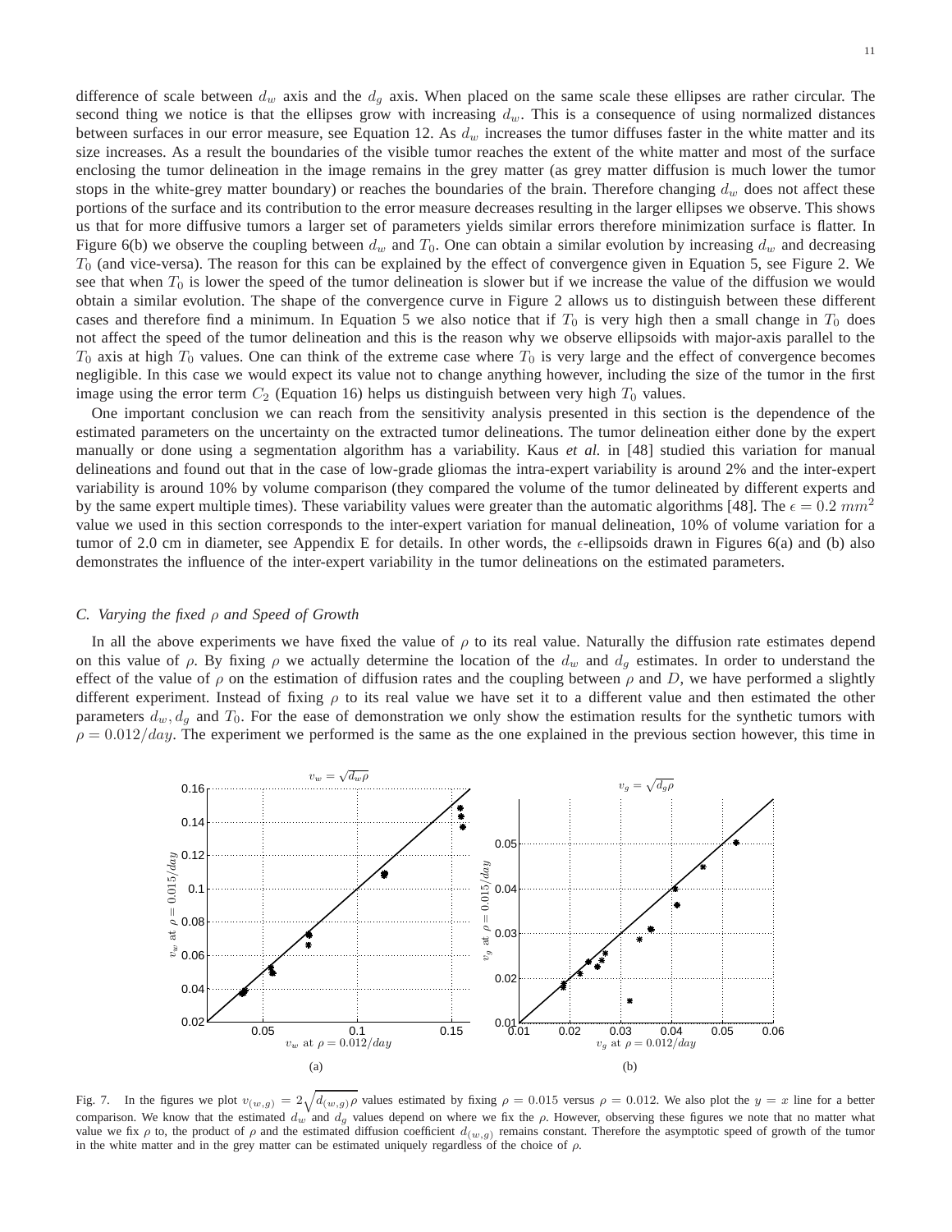difference of scale between $d_w$ axis and the $d_g$ axis. When placed on the same scale these ellipses are rather circular. The second thing we notice is that the ellipses grow with increasing $d_w$. This is a consequence of using normalized distances between surfaces in our error measure, see Equation 12. As $d_w$ increases the tumor diffuses faster in the white matter and its size increases. As a result the boundaries of the visible tumor reaches the extent of the white matter and most of the surface enclosing the tumor delineation in the image remains in the grey matter (as grey matter diffusion is much lower the tumor stops in the white-grey matter boundary) or reaches the boundaries of the brain. Therefore changing $d_w$ does not affect these portions of the surface and its contribution to the error measure decreases resulting in the larger ellipses we observe. This shows us that for more diffusive tumors a larger set of parameters yields similar errors therefore minimization surface is flatter. In Figure 6(b) we observe the coupling between $d_w$ and $T_0$. One can obtain a similar evolution by increasing $d_w$ and decreasing $T_0$ (and vice-versa). The reason for this can be explained by the effect of convergence given in Equation 5, see Figure 2. We see that when $T_0$ is lower the speed of the tumor delineation is slower but if we increase the value of the diffusion we would obtain a similar evolution. The shape of the convergence curve in Figure 2 allows us to distinguish between these different cases and therefore find a minimum. In Equation 5 we also notice that if $T_0$ is very high then a small change in $T_0$ does not affect the speed of the tumor delineation and this is the reason why we observe ellipsoids with major-axis parallel to the $T_0$ axis at high $T_0$ values. One can think of the extreme case where $T_0$ is very large and the effect of convergence becomes negligible. In this case we would expect its value not to change anything however, including the size of the tumor in the first image using the error term $C_2$ (Equation 16) helps us distinguish between very high $T_0$ values.

One important conclusion we can reach from the sensitivity analysis presented in this section is the dependence of the estimated parameters on the uncertainty on the extracted tumor delineations. The tumor delineation either done by the expert manually or done using a segmentation algorithm has a variability. Kaus *et al.* in [48] studied this variation for manual delineations and found out that in the case of low-grade gliomas the intra-expert variability is around 2% and the inter-expert variability is around 10% by volume comparison (they compared the volume of the tumor delineated by different experts and by the same expert multiple times). These variability values were greater than the automatic algorithms [48]. The $\epsilon = 0.2\ mm^2$ value we used in this section corresponds to the inter-expert variation for manual delineation, 10% of volume variation for a tumor of 2.0 cm in diameter, see Appendix E for details. In other words, the $\epsilon$-ellipsoids drawn in Figures 6(a) and (b) also demonstrates the influence of the inter-expert variability in the tumor delineations on the estimated parameters.

### C. Varying the fixed $\rho$ and Speed of Growth

In all the above experiments we have fixed the value of $\rho$ to its real value. Naturally the diffusion rate estimates depend on this value of $\rho$. By fixing $\rho$ we actually determine the location of the $d_w$ and $d_g$ estimates. In order to understand the effect of the value of $\rho$ on the estimation of diffusion rates and the coupling between $\rho$ and $D$, we have performed a slightly different experiment. Instead of fixing $\rho$ to its real value we have set it to a different value and then estimated the other parameters $d_w, d_g$ and $T_0$. For the ease of demonstration we only show the estimation results for the synthetic tumors with $\rho = 0.012/day$. The experiment we performed is the same as the one explained in the previous section however, this time in

Fig. 7. In the figures we plot $v_{(w,g)} = 2\sqrt{d_{(w,g)}\rho}$ values estimated by fixing $\rho = 0.015$ versus $\rho = 0.012$. We also plot the $y = x$ line for a better comparison. We know that the estimated $d_w$ and $d_g$ values depend on where we fix the $\rho$. However, observing these figures we note that no matter what value we fix $\rho$ to, the product of $\rho$ and the estimated diffusion coefficient $d_{(w,g)}$ remains constant. Therefore the asymptotic speed of growth of the tumor in the white matter and in the grey matter can be estimated uniquely regardless of the choice of $\rho$.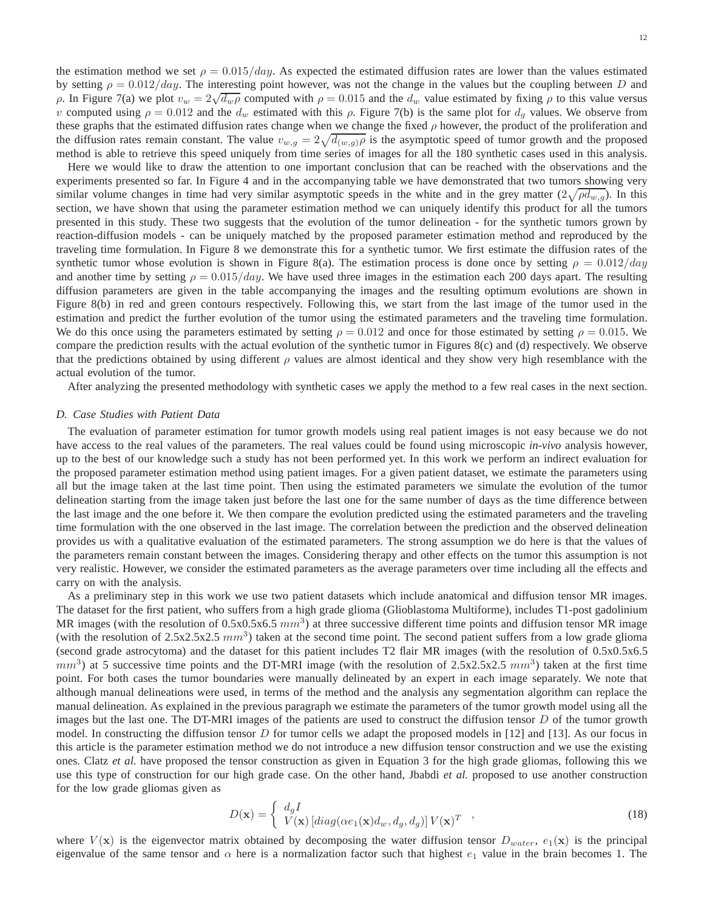the estimation method we set $\rho = 0.015/day$. As expected the estimated diffusion rates are lower than the values estimated by setting $\rho = 0.012/day$. The interesting point however, was not the change in the values but the coupling between $D$ and $\rho$. In Figure 7(a) we plot $v_w = 2\sqrt{d_w \rho}$ computed with $\rho = 0.015$ and the $d_w$ value estimated by fixing $\rho$ to this value versus $v$ computed using $\rho = 0.012$ and the $d_w$ estimated with this $\rho$. Figure 7(b) is the same plot for $d_g$ values. We observe from these graphs that the estimated diffusion rates change when we change the fixed $\rho$ however, the product of the proliferation and the diffusion rates remain constant. The value $v_{w,g} = 2\sqrt{d_{(w,g)}\rho}$ is the asymptotic speed of tumor growth and the proposed method is able to retrieve this speed uniquely from time series of images for all the 180 synthetic cases used in this analysis.

Here we would like to draw the attention to one important conclusion that can be reached with the observations and the experiments presented so far. In Figure 4 and in the accompanying table we have demonstrated that two tumors showing very similar volume changes in time had very similar asymptotic speeds in the white and in the grey matter ($2\sqrt{\rho d_{w,g}}$). In this section, we have shown that using the parameter estimation method we can uniquely identify this product for all the tumors presented in this study. These two suggests that the evolution of the tumor delineation - for the synthetic tumors grown by reaction-diffusion models - can be uniquely matched by the proposed parameter estimation method and reproduced by the traveling time formulation. In Figure 8 we demonstrate this for a synthetic tumor. We first estimate the diffusion rates of the synthetic tumor whose evolution is shown in Figure 8(a). The estimation process is done once by setting $\rho = 0.012/day$ and another time by setting $\rho = 0.015/day$. We have used three images in the estimation each 200 days apart. The resulting diffusion parameters are given in the table accompanying the images and the resulting optimum evolutions are shown in Figure 8(b) in red and green contours respectively. Following this, we start from the last image of the tumor used in the estimation and predict the further evolution of the tumor using the estimated parameters and the traveling time formulation. We do this once using the parameters estimated by setting $\rho = 0.012$ and once for those estimated by setting $\rho = 0.015$. We compare the prediction results with the actual evolution of the synthetic tumor in Figures 8(c) and (d) respectively. We observe that the predictions obtained by using different $\rho$ values are almost identical and they show very high resemblance with the actual evolution of the tumor.

After analyzing the presented methodology with synthetic cases we apply the method to a few real cases in the next section.

### *D. Case Studies with Patient Data*

The evaluation of parameter estimation for tumor growth models using real patient images is not easy because we do not have access to the real values of the parameters. The real values could be found using microscopic *in-vivo* analysis however, up to the best of our knowledge such a study has not been performed yet. In this work we perform an indirect evaluation for the proposed parameter estimation method using patient images. For a given patient dataset, we estimate the parameters using all but the image taken at the last time point. Then using the estimated parameters we simulate the evolution of the tumor delineation starting from the image taken just before the last one for the same number of days as the time difference between the last image and the one before it. We then compare the evolution predicted using the estimated parameters and the traveling time formulation with the one observed in the last image. The correlation between the prediction and the observed delineation provides us with a qualitative evaluation of the estimated parameters. The strong assumption we do here is that the values of the parameters remain constant between the images. Considering therapy and other effects on the tumor this assumption is not very realistic. However, we consider the estimated parameters as the average parameters over time including all the effects and carry on with the analysis.

As a preliminary step in this work we use two patient datasets which include anatomical and diffusion tensor MR images. The dataset for the first patient, who suffers from a high grade glioma (Glioblastoma Multiforme), includes T1-post gadolinium MR images (with the resolution of 0.5x0.5x6.5 $mm^3$) at three successive different time points and diffusion tensor MR image (with the resolution of 2.5x2.5x2.5 $mm^3$) taken at the second time point. The second patient suffers from a low grade glioma (second grade astrocytoma) and the dataset for this patient includes T2 flair MR images (with the resolution of 0.5x0.5x6.5 $mm^3$) at 5 successive time points and the DT-MRI image (with the resolution of 2.5x2.5x2.5 $mm^3$) taken at the first time point. For both cases the tumor boundaries were manually delineated by an expert in each image separately. We note that although manual delineations were used, in terms of the method and the analysis any segmentation algorithm can replace the manual delineation. As explained in the previous paragraph we estimate the parameters of the tumor growth model using all the images but the last one. The DT-MRI images of the patients are used to construct the diffusion tensor $D$ of the tumor growth model. In constructing the diffusion tensor $D$ for tumor cells we adapt the proposed models in [12] and [13]. As our focus in this article is the parameter estimation method we do not introduce a new diffusion tensor construction and we use the existing ones. Clatz *et al.* have proposed the tensor construction as given in Equation 3 for the high grade gliomas, following this we use this type of construction for our high grade case. On the other hand, Jbabdi *et al.* proposed to use another construction for the low grade gliomas given as

$$D(\mathbf{x}) = \begin{cases} d_g I \\ V(\mathbf{x}) \left[ diag(\alpha e_1(\mathbf{x}) d_w, d_g, d_g) \right] V(\mathbf{x})^T \end{cases}, \tag{18}$$

where $V(\mathbf{x})$ is the eigenvector matrix obtained by decomposing the water diffusion tensor $D_{water}$, $e_1(\mathbf{x})$ is the principal eigenvalue of the same tensor and $\alpha$ here is a normalization factor such that highest $e_1$ value in the brain becomes 1. The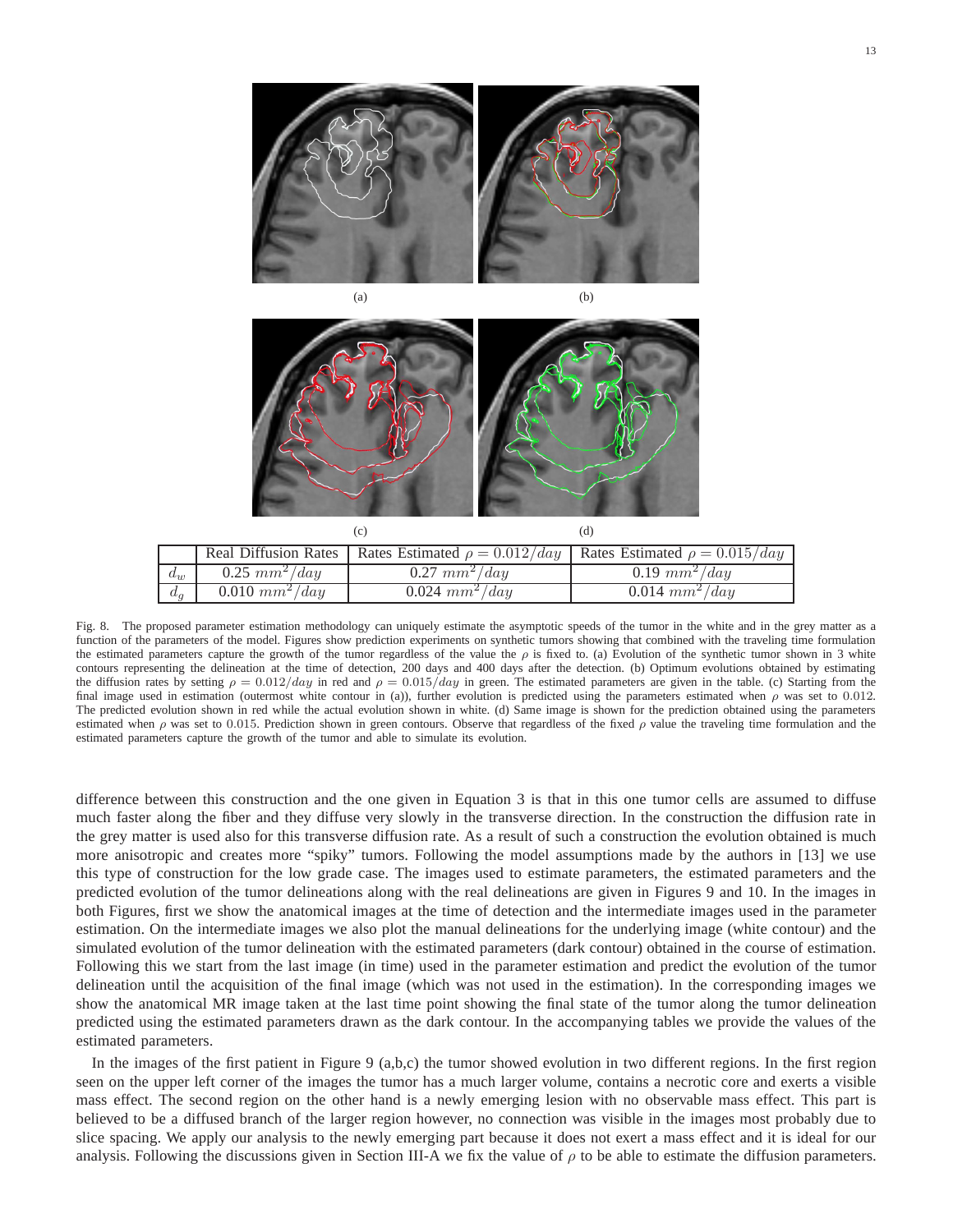(a) (b)

(c) (d)

|  | Real Diffusion Rates | Rates Estimated $\rho = 0.012/day$ | Rates Estimated $\rho = 0.015/day$ |
|---|---|---|---|
| $d_w$ | 0.25 $mm^2/day$ | 0.27 $mm^2/day$ | 0.19 $mm^2/day$ |
| $d_g$ | 0.010 $mm^2/day$ | 0.024 $mm^2/day$ | 0.014 $mm^2/day$ |

Fig. 8. The proposed parameter estimation methodology can uniquely estimate the asymptotic speeds of the tumor in the white and in the grey matter as a function of the parameters of the model. Figures show prediction experiments on synthetic tumors showing that combined with the traveling time formulation the estimated parameters capture the growth of the tumor regardless of the value the $\rho$ is fixed to. (a) Evolution of the synthetic tumor shown in 3 white contours representing the delineation at the time of detection, 200 days and 400 days after the detection. (b) Optimum evolutions obtained by estimating the diffusion rates by setting $\rho = 0.012/day$ in red and $\rho = 0.015/day$ in green. The estimated parameters are given in the table. (c) Starting from the final image used in estimation (outermost white contour in (a)), further evolution is predicted using the parameters estimated when $\rho$ was set to 0.012. The predicted evolution shown in red while the actual evolution shown in white. (d) Same image is shown for the prediction obtained using the parameters estimated when $\rho$ was set to 0.015. Prediction shown in green contours. Observe that regardless of the fixed $\rho$ value the traveling time formulation and the estimated parameters capture the growth of the tumor and able to simulate its evolution.

difference between this construction and the one given in Equation 3 is that in this one tumor cells are assumed to diffuse much faster along the fiber and they diffuse very slowly in the transverse direction. In the construction the diffusion rate in the grey matter is used also for this transverse diffusion rate. As a result of such a construction the evolution obtained is much more anisotropic and creates more "spiky" tumors. Following the model assumptions made by the authors in [13] we use this type of construction for the low grade case. The images used to estimate parameters, the estimated parameters and the predicted evolution of the tumor delineations along with the real delineations are given in Figures 9 and 10. In the images in both Figures, first we show the anatomical images at the time of detection and the intermediate images used in the parameter estimation. On the intermediate images we also plot the manual delineations for the underlying image (white contour) and the simulated evolution of the tumor delineation with the estimated parameters (dark contour) obtained in the course of estimation. Following this we start from the last image (in time) used in the parameter estimation and predict the evolution of the tumor delineation until the acquisition of the final image (which was not used in the estimation). In the corresponding images we show the anatomical MR image taken at the last time point showing the final state of the tumor along the tumor delineation predicted using the estimated parameters drawn as the dark contour. In the accompanying tables we provide the values of the estimated parameters.

In the images of the first patient in Figure 9 (a,b,c) the tumor showed evolution in two different regions. In the first region seen on the upper left corner of the images the tumor has a much larger volume, contains a necrotic core and exerts a visible mass effect. The second region on the other hand is a newly emerging lesion with no observable mass effect. This part is believed to be a diffused branch of the larger region however, no connection was visible in the images most probably due to slice spacing. We apply our analysis to the newly emerging part because it does not exert a mass effect and it is ideal for our analysis. Following the discussions given in Section III-A we fix the value of $\rho$ to be able to estimate the diffusion parameters.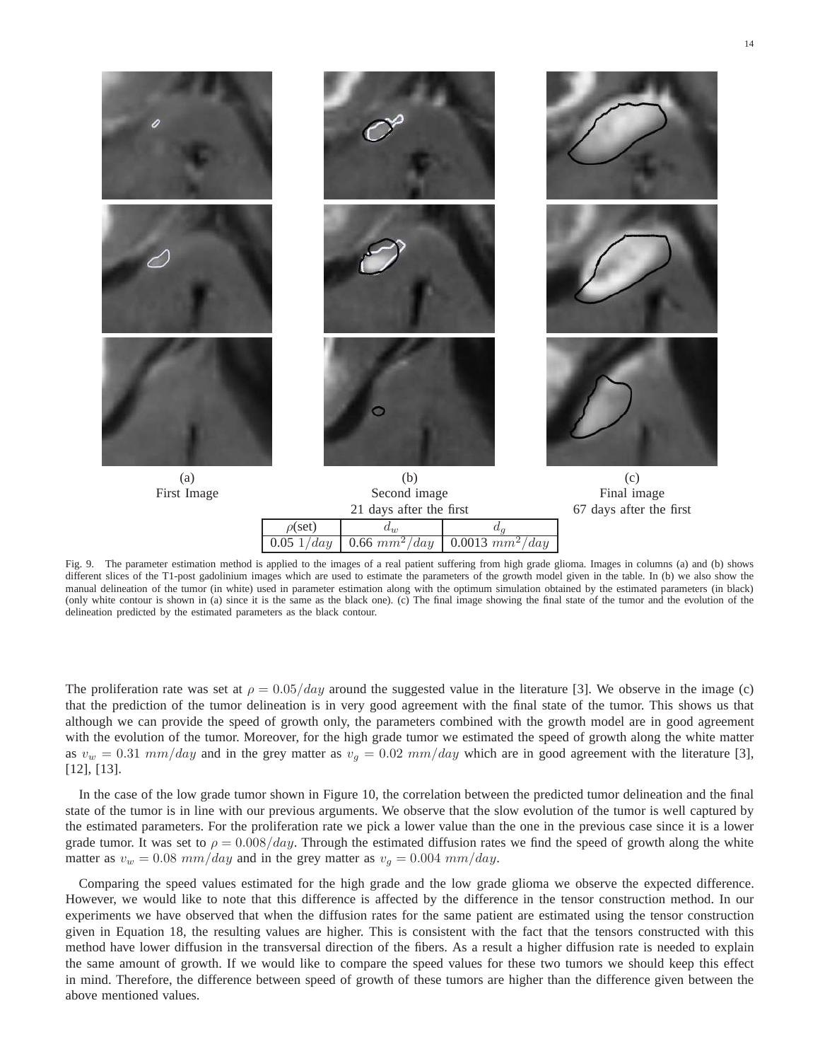(a)
First Image

(b)
Second image
21 days after the first

(c)
Final image
67 days after the first

| $\rho$(set) | $d_w$ | $d_g$ |
|---|---|---|
| 0.05 $1/day$ | 0.66 $mm^2/day$ | 0.0013 $mm^2/day$ |

Fig. 9. The parameter estimation method is applied to the images of a real patient suffering from high grade glioma. Images in columns (a) and (b) shows different slices of the T1-post gadolinium images which are used to estimate the parameters of the growth model given in the table. In (b) we also show the manual delineation of the tumor (in white) used in parameter estimation along with the optimum simulation obtained by the estimated parameters (in black) (only white contour is shown in (a) since it is the same as the black one). (c) The final image showing the final state of the tumor and the evolution of the delineation predicted by the estimated parameters as the black contour.

The proliferation rate was set at $\rho = 0.05/day$ around the suggested value in the literature [3]. We observe in the image (c) that the prediction of the tumor delineation is in very good agreement with the final state of the tumor. This shows us that although we can provide the speed of growth only, the parameters combined with the growth model are in good agreement with the evolution of the tumor. Moreover, for the high grade tumor we estimated the speed of growth along the white matter as $v_w = 0.31\ mm/day$ and in the grey matter as $v_g = 0.02\ mm/day$ which are in good agreement with the literature [3], [12], [13].

In the case of the low grade tumor shown in Figure 10, the correlation between the predicted tumor delineation and the final state of the tumor is in line with our previous arguments. We observe that the slow evolution of the tumor is well captured by the estimated parameters. For the proliferation rate we pick a lower value than the one in the previous case since it is a lower grade tumor. It was set to $\rho = 0.008/day$. Through the estimated diffusion rates we find the speed of growth along the white matter as $v_w = 0.08\ mm/day$ and in the grey matter as $v_g = 0.004\ mm/day$.

Comparing the speed values estimated for the high grade and the low grade glioma we observe the expected difference. However, we would like to note that this difference is affected by the difference in the tensor construction method. In our experiments we have observed that when the diffusion rates for the same patient are estimated using the tensor construction given in Equation 18, the resulting values are higher. This is consistent with the fact that the tensors constructed with this method have lower diffusion in the transversal direction of the fibers. As a result a higher diffusion rate is needed to explain the same amount of growth. If we would like to compare the speed values for these two tumors we should keep this effect in mind. Therefore, the difference between speed of growth of these tumors are higher than the difference given between the above mentioned values.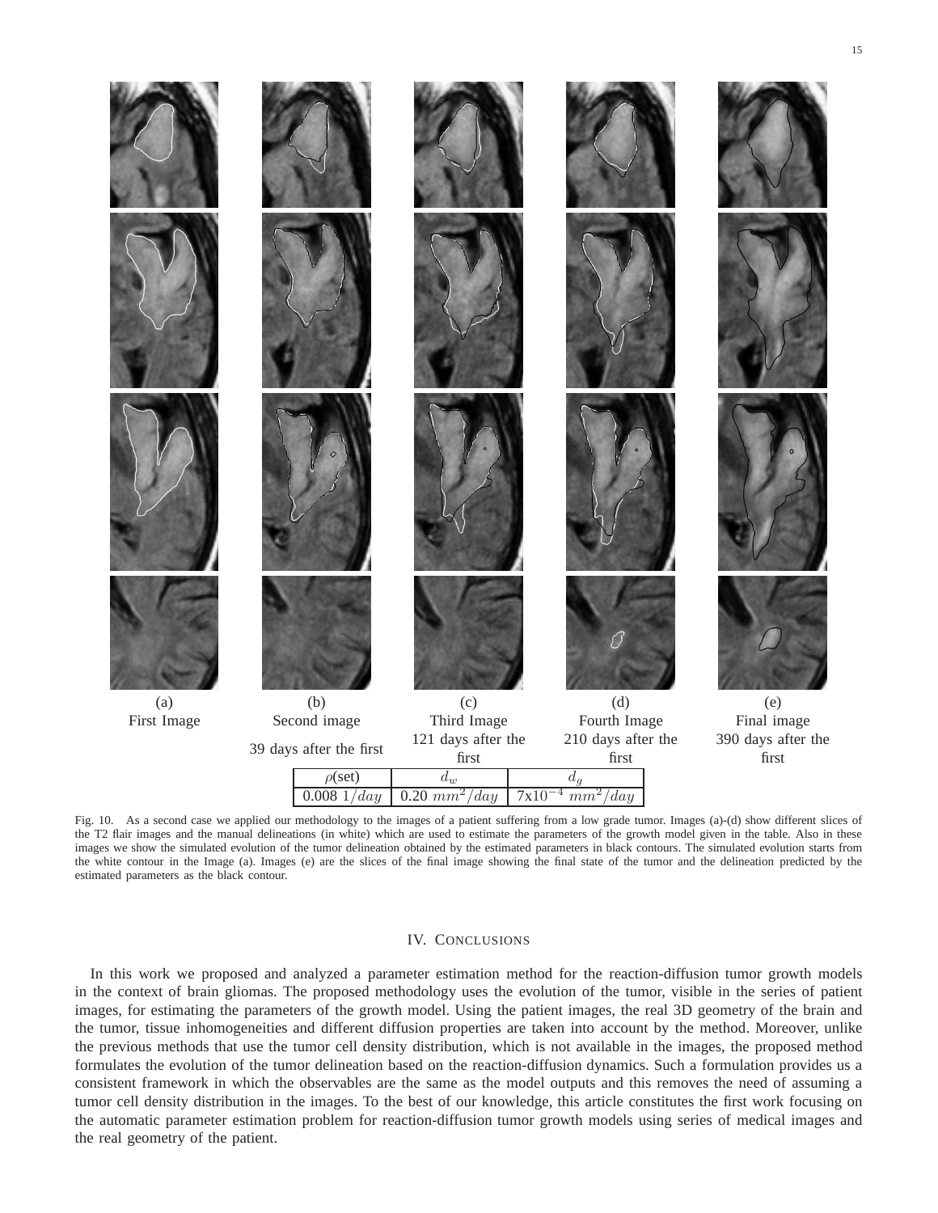| (a) First Image | (b) Second image 39 days after the first | (c) Third Image 121 days after the first | (d) Fourth Image 210 days after the first | (e) Final image 390 days after the first |
|---|---|---|---|---|

| $\rho$(set) | $d_w$ | $d_g$ |
|---|---|---|
| 0.008 $1/day$ | 0.20 $mm^2/day$ | 7x10$^{-4}$ $mm^2/day$ |

Fig. 10. As a second case we applied our methodology to the images of a patient suffering from a low grade tumor. Images (a)-(d) show different slices of the T2 flair images and the manual delineations (in white) which are used to estimate the parameters of the growth model given in the table. Also in these images we show the simulated evolution of the tumor delineation obtained by the estimated parameters in black contours. The simulated evolution starts from the white contour in the Image (a). Images (e) are the slices of the final image showing the final state of the tumor and the delineation predicted by the estimated parameters as the black contour.

## IV. Conclusions

In this work we proposed and analyzed a parameter estimation method for the reaction-diffusion tumor growth models in the context of brain gliomas. The proposed methodology uses the evolution of the tumor, visible in the series of patient images, for estimating the parameters of the growth model. Using the patient images, the real 3D geometry of the brain and the tumor, tissue inhomogeneities and different diffusion properties are taken into account by the method. Moreover, unlike the previous methods that use the tumor cell density distribution, which is not available in the images, the proposed method formulates the evolution of the tumor delineation based on the reaction-diffusion dynamics. Such a formulation provides us a consistent framework in which the observables are the same as the model outputs and this removes the need of assuming a tumor cell density distribution in the images. To the best of our knowledge, this article constitutes the first work focusing on the automatic parameter estimation problem for reaction-diffusion tumor growth models using series of medical images and the real geometry of the patient.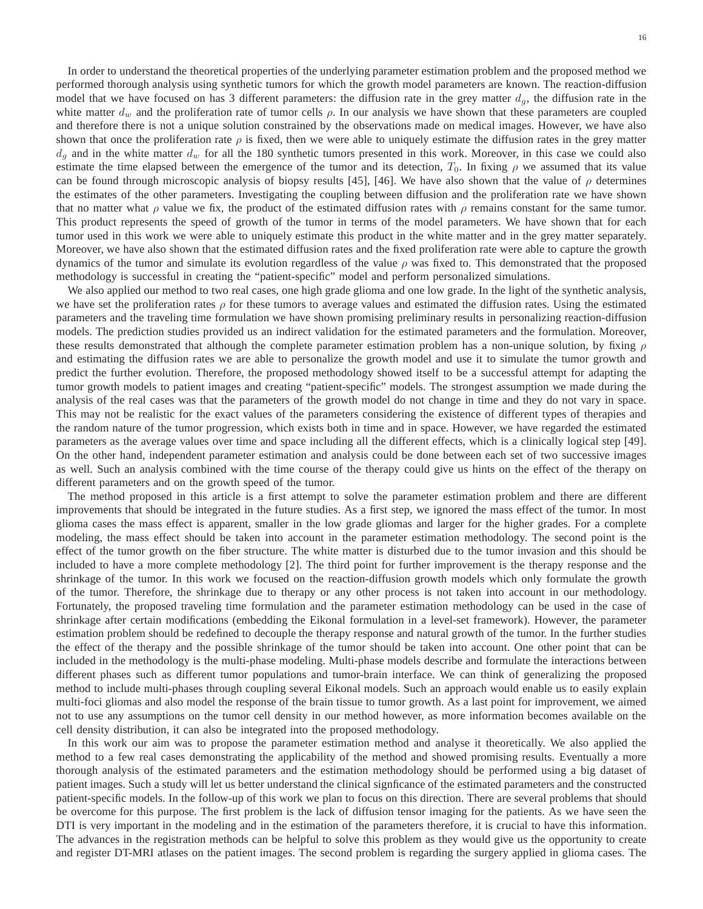In order to understand the theoretical properties of the underlying parameter estimation problem and the proposed method we performed thorough analysis using synthetic tumors for which the growth model parameters are known. The reaction-diffusion model that we have focused on has 3 different parameters: the diffusion rate in the grey matter $d_g$, the diffusion rate in the white matter $d_w$ and the proliferation rate of tumor cells $\rho$. In our analysis we have shown that these parameters are coupled and therefore there is not a unique solution constrained by the observations made on medical images. However, we have also shown that once the proliferation rate $\rho$ is fixed, then we were able to uniquely estimate the diffusion rates in the grey matter $d_g$ and in the white matter $d_w$ for all the 180 synthetic tumors presented in this work. Moreover, in this case we could also estimate the time elapsed between the emergence of the tumor and its detection, $T_0$. In fixing $\rho$ we assumed that its value can be found through microscopic analysis of biopsy results [45], [46]. We have also shown that the value of $\rho$ determines the estimates of the other parameters. Investigating the coupling between diffusion and the proliferation rate we have shown that no matter what $\rho$ value we fix, the product of the estimated diffusion rates with $\rho$ remains constant for the same tumor. This product represents the speed of growth of the tumor in terms of the model parameters. We have shown that for each tumor used in this work we were able to uniquely estimate this product in the white matter and in the grey matter separately. Moreover, we have also shown that the estimated diffusion rates and the fixed proliferation rate were able to capture the growth dynamics of the tumor and simulate its evolution regardless of the value $\rho$ was fixed to. This demonstrated that the proposed methodology is successful in creating the "patient-specific" model and perform personalized simulations.

We also applied our method to two real cases, one high grade glioma and one low grade. In the light of the synthetic analysis, we have set the proliferation rates $\rho$ for these tumors to average values and estimated the diffusion rates. Using the estimated parameters and the traveling time formulation we have shown promising preliminary results in personalizing reaction-diffusion models. The prediction studies provided us an indirect validation for the estimated parameters and the formulation. Moreover, these results demonstrated that although the complete parameter estimation problem has a non-unique solution, by fixing $\rho$ and estimating the diffusion rates we are able to personalize the growth model and use it to simulate the tumor growth and predict the further evolution. Therefore, the proposed methodology showed itself to be a successful attempt for adapting the tumor growth models to patient images and creating "patient-specific" models. The strongest assumption we made during the analysis of the real cases was that the parameters of the growth model do not change in time and they do not vary in space. This may not be realistic for the exact values of the parameters considering the existence of different types of therapies and the random nature of the tumor progression, which exists both in time and in space. However, we have regarded the estimated parameters as the average values over time and space including all the different effects, which is a clinically logical step [49]. On the other hand, independent parameter estimation and analysis could be done between each set of two successive images as well. Such an analysis combined with the time course of the therapy could give us hints on the effect of the therapy on different parameters and on the growth speed of the tumor.

The method proposed in this article is a first attempt to solve the parameter estimation problem and there are different improvements that should be integrated in the future studies. As a first step, we ignored the mass effect of the tumor. In most glioma cases the mass effect is apparent, smaller in the low grade gliomas and larger for the higher grades. For a complete modeling, the mass effect should be taken into account in the parameter estimation methodology. The second point is the effect of the tumor growth on the fiber structure. The white matter is disturbed due to the tumor invasion and this should be included to have a more complete methodology [2]. The third point for further improvement is the therapy response and the shrinkage of the tumor. In this work we focused on the reaction-diffusion growth models which only formulate the growth of the tumor. Therefore, the shrinkage due to therapy or any other process is not taken into account in our methodology. Fortunately, the proposed traveling time formulation and the parameter estimation methodology can be used in the case of shrinkage after certain modifications (embedding the Eikonal formulation in a level-set framework). However, the parameter estimation problem should be redefined to decouple the therapy response and natural growth of the tumor. In the further studies the effect of the therapy and the possible shrinkage of the tumor should be taken into account. One other point that can be included in the methodology is the multi-phase modeling. Multi-phase models describe and formulate the interactions between different phases such as different tumor populations and tumor-brain interface. We can think of generalizing the proposed method to include multi-phases through coupling several Eikonal models. Such an approach would enable us to easily explain multi-foci gliomas and also model the response of the brain tissue to tumor growth. As a last point for improvement, we aimed not to use any assumptions on the tumor cell density in our method however, as more information becomes available on the cell density distribution, it can also be integrated into the proposed methodology.

In this work our aim was to propose the parameter estimation method and analyse it theoretically. We also applied the method to a few real cases demonstrating the applicability of the method and showed promising results. Eventually a more thorough analysis of the estimated parameters and the estimation methodology should be performed using a big dataset of patient images. Such a study will let us better understand the clinical signficance of the estimated parameters and the constructed patient-specific models. In the follow-up of this work we plan to focus on this direction. There are several problems that should be overcome for this purpose. The first problem is the lack of diffusion tensor imaging for the patients. As we have seen the DTI is very important in the modeling and in the estimation of the parameters therefore, it is crucial to have this information. The advances in the registration methods can be helpful to solve this problem as they would give us the opportunity to create and register DT-MRI atlases on the patient images. The second problem is regarding the surgery applied in glioma cases. The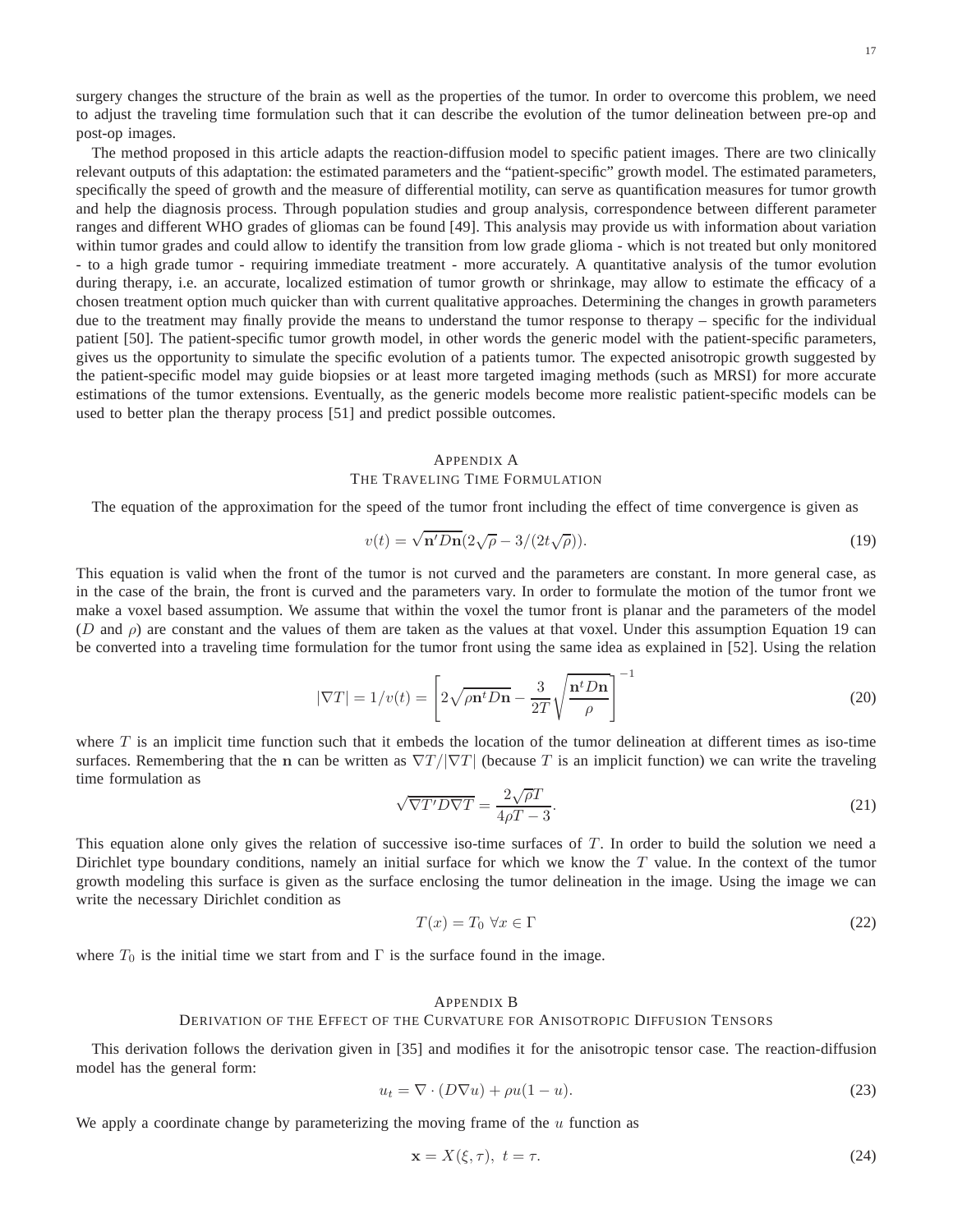surgery changes the structure of the brain as well as the properties of the tumor. In order to overcome this problem, we need to adjust the traveling time formulation such that it can describe the evolution of the tumor delineation between pre-op and post-op images.

The method proposed in this article adapts the reaction-diffusion model to specific patient images. There are two clinically relevant outputs of this adaptation: the estimated parameters and the "patient-specific" growth model. The estimated parameters, specifically the speed of growth and the measure of differential motility, can serve as quantification measures for tumor growth and help the diagnosis process. Through population studies and group analysis, correspondence between different parameter ranges and different WHO grades of gliomas can be found [49]. This analysis may provide us with information about variation within tumor grades and could allow to identify the transition from low grade glioma - which is not treated but only monitored - to a high grade tumor - requiring immediate treatment - more accurately. A quantitative analysis of the tumor evolution during therapy, i.e. an accurate, localized estimation of tumor growth or shrinkage, may allow to estimate the efficacy of a chosen treatment option much quicker than with current qualitative approaches. Determining the changes in growth parameters due to the treatment may finally provide the means to understand the tumor response to therapy – specific for the individual patient [50]. The patient-specific tumor growth model, in other words the generic model with the patient-specific parameters, gives us the opportunity to simulate the specific evolution of a patients tumor. The expected anisotropic growth suggested by the patient-specific model may guide biopsies or at least more targeted imaging methods (such as MRSI) for more accurate estimations of the tumor extensions. Eventually, as the generic models become more realistic patient-specific models can be used to better plan the therapy process [51] and predict possible outcomes.

## Appendix A
## The Traveling Time Formulation

The equation of the approximation for the speed of the tumor front including the effect of time convergence is given as

$$v(t) = \sqrt{\mathbf{n}' D\mathbf{n}}(2\sqrt{\rho} - 3/(2t\sqrt{\rho})). \tag{19}$$

This equation is valid when the front of the tumor is not curved and the parameters are constant. In more general case, as in the case of the brain, the front is curved and the parameters vary. In order to formulate the motion of the tumor front we make a voxel based assumption. We assume that within the voxel the tumor front is planar and the parameters of the model ($D$ and $\rho$) are constant and the values of them are taken as the values at that voxel. Under this assumption Equation 19 can be converted into a traveling time formulation for the tumor front using the same idea as explained in [52]. Using the relation

$$|\nabla T| = 1/v(t) = \left[ 2\sqrt{\rho \mathbf{n}^t D\mathbf{n}} - \frac{3}{2T}\sqrt{\frac{\mathbf{n}^t D\mathbf{n}}{\rho}} \right]^{-1} \tag{20}$$

where $T$ is an implicit time function such that it embeds the location of the tumor delineation at different times as iso-time surfaces. Remembering that the $\mathbf{n}$ can be written as $\nabla T/|\nabla T|$ (because $T$ is an implicit function) we can write the traveling time formulation as

$$\sqrt{\nabla T' D \nabla T} = \frac{2\sqrt{\rho}T}{4\rho T - 3}. \tag{21}$$

This equation alone only gives the relation of successive iso-time surfaces of $T$. In order to build the solution we need a Dirichlet type boundary conditions, namely an initial surface for which we know the $T$ value. In the context of the tumor growth modeling this surface is given as the surface enclosing the tumor delineation in the image. Using the image we can write the necessary Dirichlet condition as

$$T(x) = T_0 \ \forall x \in \Gamma \tag{22}$$

where $T_0$ is the initial time we start from and $\Gamma$ is the surface found in the image.

## Appendix B
## Derivation of the Effect of the Curvature for Anisotropic Diffusion Tensors

This derivation follows the derivation given in [35] and modifies it for the anisotropic tensor case. The reaction-diffusion model has the general form:

$$u_t = \nabla \cdot (D\nabla u) + \rho u(1-u). \tag{23}$$

We apply a coordinate change by parameterizing the moving frame of the $u$ function as

$$\mathbf{x} = X(\xi, \tau), \ t = \tau. \tag{24}$$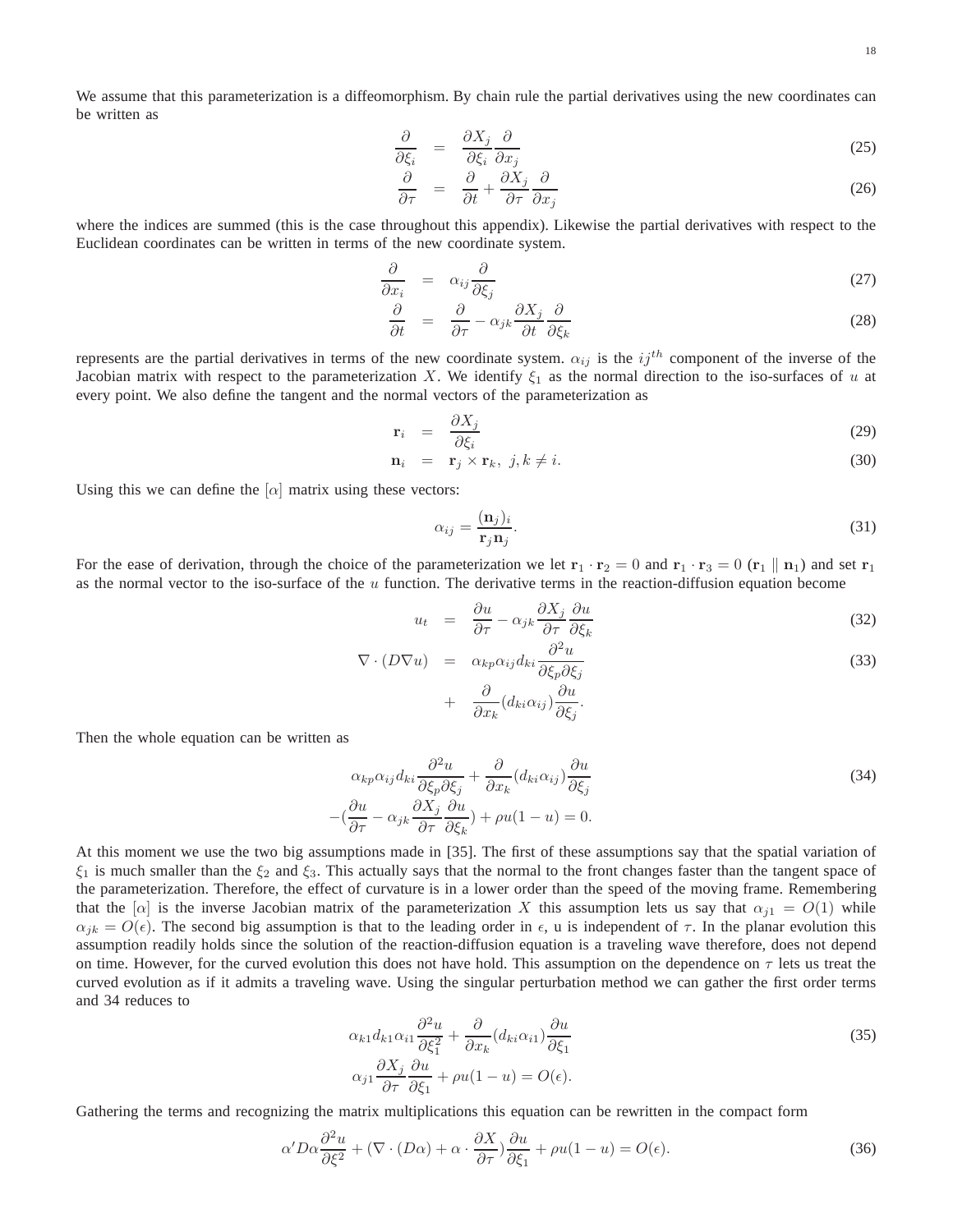We assume that this parameterization is a diffeomorphism. By chain rule the partial derivatives using the new coordinates can be written as

$$\frac{\partial}{\partial \xi_i} = \frac{\partial X_j}{\partial \xi_i}\frac{\partial}{\partial x_j} \tag{25}$$

$$\frac{\partial}{\partial \tau} = \frac{\partial}{\partial t} + \frac{\partial X_j}{\partial \tau}\frac{\partial}{\partial x_j} \tag{26}$$

where the indices are summed (this is the case throughout this appendix). Likewise the partial derivatives with respect to the Euclidean coordinates can be written in terms of the new coordinate system.

$$\frac{\partial}{\partial x_i} = \alpha_{ij}\frac{\partial}{\partial \xi_j} \tag{27}$$

$$\frac{\partial}{\partial t} = \frac{\partial}{\partial \tau} - \alpha_{jk}\frac{\partial X_j}{\partial t}\frac{\partial}{\partial \xi_k} \tag{28}$$

represents are the partial derivatives in terms of the new coordinate system. $\alpha_{ij}$ is the $ij^{th}$ component of the inverse of the Jacobian matrix with respect to the parameterization $X$. We identify $\xi_1$ as the normal direction to the iso-surfaces of $u$ at every point. We also define the tangent and the normal vectors of the parameterization as

$$\mathbf{r}_i = \frac{\partial X_j}{\partial \xi_i} \tag{29}$$

$$\mathbf{n}_i = \mathbf{r}_j \times \mathbf{r}_k, \;\; j,k \neq i. \tag{30}$$

Using this we can define the $[\alpha]$ matrix using these vectors:

$$\alpha_{ij} = \frac{(\mathbf{n}_j)_i}{\mathbf{r}_j \mathbf{n}_j}. \tag{31}$$

For the ease of derivation, through the choice of the parameterization we let $\mathbf{r}_1 \cdot \mathbf{r}_2 = 0$ and $\mathbf{r}_1 \cdot \mathbf{r}_3 = 0$ ($\mathbf{r}_1 \parallel \mathbf{n}_1$) and set $\mathbf{r}_1$ as the normal vector to the iso-surface of the $u$ function. The derivative terms in the reaction-diffusion equation become

$$u_t = \frac{\partial u}{\partial \tau} - \alpha_{jk}\frac{\partial X_j}{\partial \tau}\frac{\partial u}{\partial \xi_k} \tag{32}$$

$$\nabla \cdot (D\nabla u) = \alpha_{kp}\alpha_{ij}d_{ki}\frac{\partial^2 u}{\partial \xi_p \partial \xi_j} + \frac{\partial}{\partial x_k}(d_{ki}\alpha_{ij})\frac{\partial u}{\partial \xi_j}. \tag{33}$$

Then the whole equation can be written as

$$\alpha_{kp}\alpha_{ij}d_{ki}\frac{\partial^2 u}{\partial \xi_p \partial \xi_j} + \frac{\partial}{\partial x_k}(d_{ki}\alpha_{ij})\frac{\partial u}{\partial \xi_j} - \left(\frac{\partial u}{\partial \tau} - \alpha_{jk}\frac{\partial X_j}{\partial \tau}\frac{\partial u}{\partial \xi_k}\right) + \rho u(1-u) = 0. \tag{34}$$

At this moment we use the two big assumptions made in [35]. The first of these assumptions say that the spatial variation of $\xi_1$ is much smaller than the $\xi_2$ and $\xi_3$. This actually says that the normal to the front changes faster than the tangent space of the parameterization. Therefore, the effect of curvature is in a lower order than the speed of the moving frame. Remembering that the $[\alpha]$ is the inverse Jacobian matrix of the parameterization $X$ this assumption lets us say that $\alpha_{j1} = O(1)$ while $\alpha_{jk} = O(\epsilon)$. The second big assumption is that to the leading order in $\epsilon$, u is independent of $\tau$. In the planar evolution this assumption readily holds since the solution of the reaction-diffusion equation is a traveling wave therefore, does not depend on time. However, for the curved evolution this does not have hold. This assumption on the dependence on $\tau$ lets us treat the curved evolution as if it admits a traveling wave. Using the singular perturbation method we can gather the first order terms and 34 reduces to

$$\alpha_{k1}d_{k1}\alpha_{i1}\frac{\partial^2 u}{\partial \xi_1^2} + \frac{\partial}{\partial x_k}(d_{ki}\alpha_{i1})\frac{\partial u}{\partial \xi_1} \alpha_{j1}\frac{\partial X_j}{\partial \tau}\frac{\partial u}{\partial \xi_1} + \rho u(1-u) = O(\epsilon). \tag{35}$$

Gathering the terms and recognizing the matrix multiplications this equation can be rewritten in the compact form

$$\alpha' D\alpha\frac{\partial^2 u}{\partial \xi^2} + \left(\nabla \cdot (D\alpha) + \alpha \cdot \frac{\partial X}{\partial \tau}\right)\frac{\partial u}{\partial \xi_1} + \rho u(1-u) = O(\epsilon). \tag{36}$$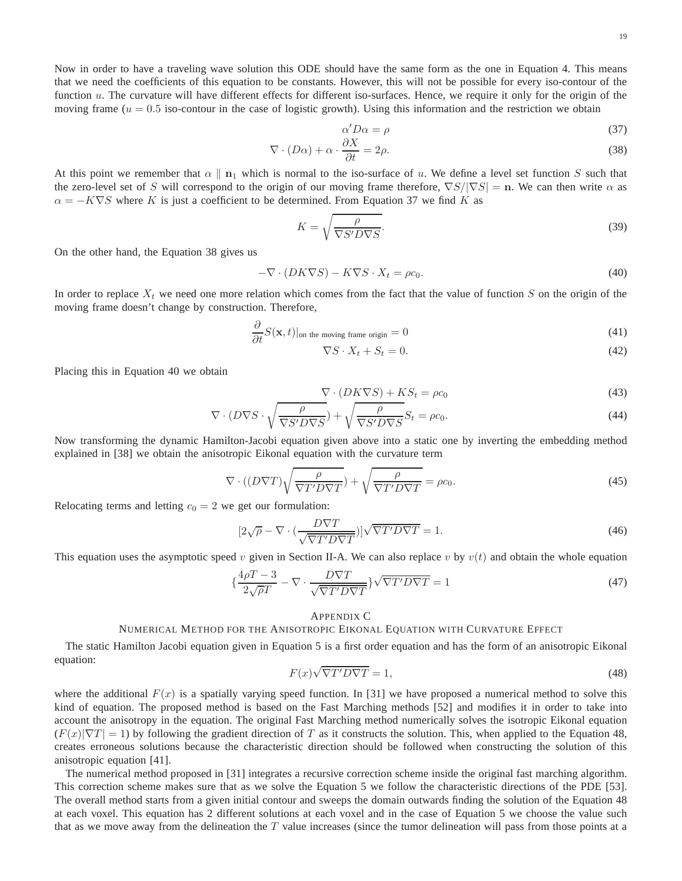Now in order to have a traveling wave solution this ODE should have the same form as the one in Equation 4. This means that we need the coefficients of this equation to be constants. However, this will not be possible for every iso-contour of the function $u$. The curvature will have different effects for different iso-surfaces. Hence, we require it only for the origin of the moving frame ($u = 0.5$ iso-contour in the case of logistic growth). Using this information and the restriction we obtain

$$\alpha' D \alpha = \rho \tag{37}$$

$$\nabla \cdot (D\alpha) + \alpha \cdot \frac{\partial X}{\partial t} = 2\rho. \tag{38}$$

At this point we remember that $\alpha \parallel \mathbf{n}_1$ which is normal to the iso-surface of $u$. We define a level set function $S$ such that the zero-level set of $S$ will correspond to the origin of our moving frame therefore, $\nabla S/|\nabla S| = \mathbf{n}$. We can then write $\alpha$ as $\alpha = -K\nabla S$ where $K$ is just a coefficient to be determined. From Equation 37 we find $K$ as

$$K = \sqrt{\frac{\rho}{\nabla S' D \nabla S}}. \tag{39}$$

On the other hand, the Equation 38 gives us

$$-\nabla \cdot (DK\nabla S) - K\nabla S \cdot X_t = \rho c_0. \tag{40}$$

In order to replace $X_t$ we need one more relation which comes from the fact that the value of function $S$ on the origin of the moving frame doesn't change by construction. Therefore,

$$\frac{\partial}{\partial t} S(\mathbf{x}, t)|_{\text{on the moving frame origin}} = 0 \tag{41}$$

$$\nabla S \cdot X_t + S_t = 0. \tag{42}$$

Placing this in Equation 40 we obtain

$$\nabla \cdot (DK\nabla S) + KS_t = \rho c_0 \tag{43}$$

$$\nabla \cdot (D\nabla S \cdot \sqrt{\frac{\rho}{\nabla S' D \nabla S}}) + \sqrt{\frac{\rho}{\nabla S' D \nabla S}} S_t = \rho c_0. \tag{44}$$

Now transforming the dynamic Hamilton-Jacobi equation given above into a static one by inverting the embedding method explained in [38] we obtain the anisotropic Eikonal equation with the curvature term

$$\nabla \cdot ((D\nabla T)\sqrt{\frac{\rho}{\nabla T' D \nabla T}}) + \sqrt{\frac{\rho}{\nabla T' D \nabla T}} = \rho c_0. \tag{45}$$

Relocating terms and letting $c_0 = 2$ we get our formulation:

$$[2\sqrt{\rho} - \nabla \cdot (\frac{D\nabla T}{\sqrt{\nabla T' D \nabla T}})]\sqrt{\nabla T' D \nabla T} = 1. \tag{46}$$

This equation uses the asymptotic speed $v$ given in Section II-A. We can also replace $v$ by $v(t)$ and obtain the whole equation

$$\{\frac{4\rho T - 3}{2\sqrt{\rho} T} - \nabla \cdot \frac{D\nabla T}{\sqrt{\nabla T' D \nabla T}}\}\sqrt{\nabla T' D \nabla T} = 1 \tag{47}$$

## Appendix C
## Numerical Method for the Anisotropic Eikonal Equation with Curvature Effect

The static Hamilton Jacobi equation given in Equation 5 is a first order equation and has the form of an anisotropic Eikonal equation:

$$F(x)\sqrt{\nabla T' D \nabla T} = 1, \tag{48}$$

where the additional $F(x)$ is a spatially varying speed function. In [31] we have proposed a numerical method to solve this kind of equation. The proposed method is based on the Fast Marching methods [52] and modifies it in order to take into account the anisotropy in the equation. The original Fast Marching method numerically solves the isotropic Eikonal equation ($F(x)|\nabla T| = 1$) by following the gradient direction of $T$ as it constructs the solution. This, when applied to the Equation 48, creates erroneous solutions because the characteristic direction should be followed when constructing the solution of this anisotropic equation [41].

The numerical method proposed in [31] integrates a recursive correction scheme inside the original fast marching algorithm. This correction scheme makes sure that as we solve the Equation 5 we follow the characteristic directions of the PDE [53]. The overall method starts from a given initial contour and sweeps the domain outwards finding the solution of the Equation 48 at each voxel. This equation has 2 different solutions at each voxel and in the case of Equation 5 we choose the value such that as we move away from the delineation the $T$ value increases (since the tumor delineation will pass from those points at a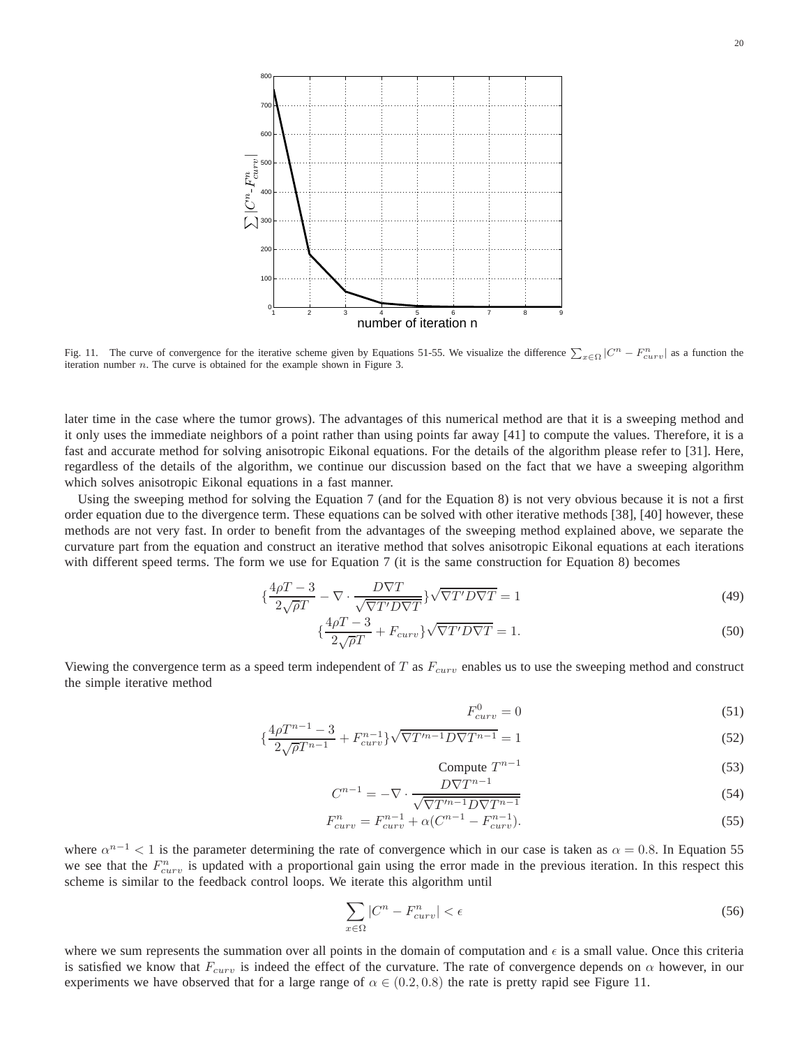Fig. 11. The curve of convergence for the iterative scheme given by Equations 51-55. We visualize the difference $\sum_{x\in\Omega} |C^n - F^n_{curv}|$ as a function the iteration number $n$. The curve is obtained for the example shown in Figure 3.

later time in the case where the tumor grows). The advantages of this numerical method are that it is a sweeping method and it only uses the immediate neighbors of a point rather than using points far away [41] to compute the values. Therefore, it is a fast and accurate method for solving anisotropic Eikonal equations. For the details of the algorithm please refer to [31]. Here, regardless of the details of the algorithm, we continue our discussion based on the fact that we have a sweeping algorithm which solves anisotropic Eikonal equations in a fast manner.

Using the sweeping method for solving the Equation 7 (and for the Equation 8) is not very obvious because it is not a first order equation due to the divergence term. These equations can be solved with other iterative methods [38], [40] however, these methods are not very fast. In order to benefit from the advantages of the sweeping method explained above, we separate the curvature part from the equation and construct an iterative method that solves anisotropic Eikonal equations at each iterations with different speed terms. The form we use for Equation 7 (it is the same construction for Equation 8) becomes

$$\{\frac{4\rho T - 3}{2\sqrt{\rho}T} - \nabla\cdot\frac{D\nabla T}{\sqrt{\nabla T' D \nabla T}}\}\sqrt{\nabla T' D \nabla T} = 1 \tag{49}$$

$$\{\frac{4\rho T - 3}{2\sqrt{\rho}T} + F_{curv}\}\sqrt{\nabla T' D \nabla T} = 1. \tag{50}$$

Viewing the convergence term as a speed term independent of $T$ as $F_{curv}$ enables us to use the sweeping method and construct the simple iterative method

$$F^0_{curv} = 0 \tag{51}$$

$$\{\frac{4\rho T^{n-1} - 3}{2\sqrt{\rho}T^{n-1}} + F^{n-1}_{curv}\}\sqrt{\nabla T'^{n-1} D \nabla T^{n-1}} = 1 \tag{52}$$

$$\text{Compute } T^{n-1} \tag{53}$$

$$C^{n-1} = -\nabla\cdot\frac{D\nabla T^{n-1}}{\sqrt{\nabla T'^{n-1} D \nabla T^{n-1}}} \tag{54}$$

$$F^n_{curv} = F^{n-1}_{curv} + \alpha(C^{n-1} - F^{n-1}_{curv}). \tag{55}$$

where $\alpha^{n-1} < 1$ is the parameter determining the rate of convergence which in our case is taken as $\alpha = 0.8$. In Equation 55 we see that the $F^n_{curv}$ is updated with a proportional gain using the error made in the previous iteration. In this respect this scheme is similar to the feedback control loops. We iterate this algorithm until

$$\sum_{x\in\Omega} |C^n - F^n_{curv}| < \epsilon \tag{56}$$

where we sum represents the summation over all points in the domain of computation and $\epsilon$ is a small value. Once this criteria is satisfied we know that $F_{curv}$ is indeed the effect of the curvature. The rate of convergence depends on $\alpha$ however, in our experiments we have observed that for a large range of $\alpha \in (0.2, 0.8)$ the rate is pretty rapid see Figure 11.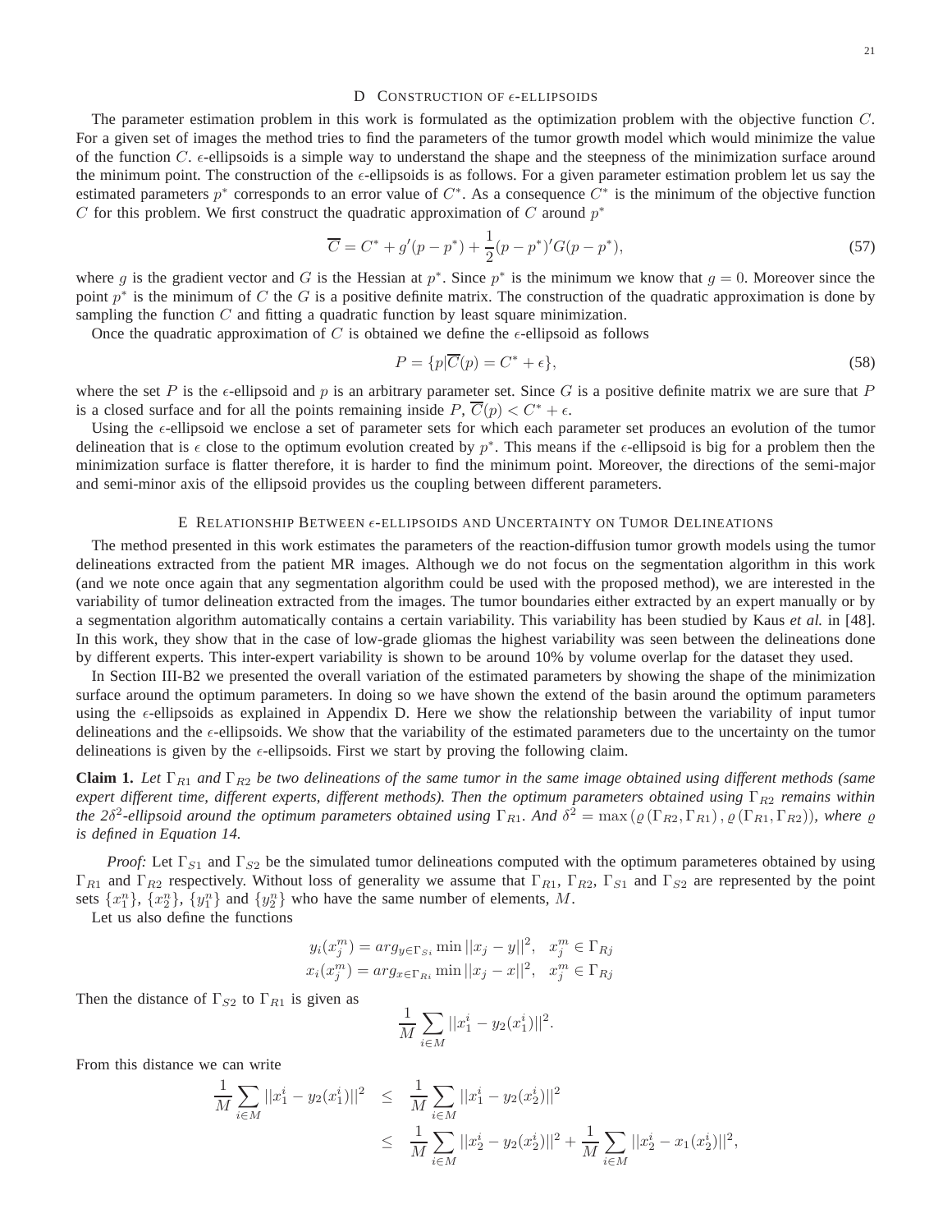## D Construction of $\epsilon$-ellipsoids

The parameter estimation problem in this work is formulated as the optimization problem with the objective function $C$. For a given set of images the method tries to find the parameters of the tumor growth model which would minimize the value of the function $C$. $\epsilon$-ellipsoids is a simple way to understand the shape and the steepness of the minimization surface around the minimum point. The construction of the $\epsilon$-ellipsoids is as follows. For a given parameter estimation problem let us say the estimated parameters $p^*$ corresponds to an error value of $C^*$. As a consequence $C^*$ is the minimum of the objective function $C$ for this problem. We first construct the quadratic approximation of $C$ around $p^*$

$$\overline{C} = C^* + g'(p - p^*) + \frac{1}{2}(p - p^*)'G(p - p^*), \tag{57}$$

where $g$ is the gradient vector and $G$ is the Hessian at $p^*$. Since $p^*$ is the minimum we know that $g = 0$. Moreover since the point $p^*$ is the minimum of $C$ the $G$ is a positive definite matrix. The construction of the quadratic approximation is done by sampling the function $C$ and fitting a quadratic function by least square minimization.

Once the quadratic approximation of $C$ is obtained we define the $\epsilon$-ellipsoid as follows

$$P = \{p | \overline{C}(p) = C^* + \epsilon\}, \tag{58}$$

where the set $P$ is the $\epsilon$-ellipsoid and $p$ is an arbitrary parameter set. Since $G$ is a positive definite matrix we are sure that $P$ is a closed surface and for all the points remaining inside $P$, $\overline{C}(p) < C^* + \epsilon$.

Using the $\epsilon$-ellipsoid we enclose a set of parameter sets for which each parameter set produces an evolution of the tumor delineation that is $\epsilon$ close to the optimum evolution created by $p^*$. This means if the $\epsilon$-ellipsoid is big for a problem then the minimization surface is flatter therefore, it is harder to find the minimum point. Moreover, the directions of the semi-major and semi-minor axis of the ellipsoid provides us the coupling between different parameters.

## E Relationship Between $\epsilon$-ellipsoids and Uncertainty on Tumor Delineations

The method presented in this work estimates the parameters of the reaction-diffusion tumor growth models using the tumor delineations extracted from the patient MR images. Although we do not focus on the segmentation algorithm in this work (and we note once again that any segmentation algorithm could be used with the proposed method), we are interested in the variability of tumor delineation extracted from the images. The tumor boundaries either extracted by an expert manually or by a segmentation algorithm automatically contains a certain variability. This variability has been studied by Kaus *et al.* in [48]. In this work, they show that in the case of low-grade gliomas the highest variability was seen between the delineations done by different experts. This inter-expert variability is shown to be around 10% by volume overlap for the dataset they used.

In Section III-B2 we presented the overall variation of the estimated parameters by showing the shape of the minimization surface around the optimum parameters. In doing so we have shown the extend of the basin around the optimum parameters using the $\epsilon$-ellipsoids as explained in Appendix D. Here we show the relationship between the variability of input tumor delineations and the $\epsilon$-ellipsoids. We show that the variability of the estimated parameters due to the uncertainty on the tumor delineations is given by the $\epsilon$-ellipsoids. First we start by proving the following claim.

**Claim 1.** *Let $\Gamma_{R1}$ and $\Gamma_{R2}$ be two delineations of the same tumor in the same image obtained using different methods (same expert different time, different experts, different methods). Then the optimum parameters obtained using $\Gamma_{R2}$ remains within the $2\delta^2$-ellipsoid around the optimum parameters obtained using $\Gamma_{R1}$. And $\delta^2 = \max(\varrho(\Gamma_{R2}, \Gamma_{R1}), \varrho(\Gamma_{R1}, \Gamma_{R2}))$, where $\varrho$ is defined in Equation 14.*

*Proof:* Let $\Gamma_{S1}$ and $\Gamma_{S2}$ be the simulated tumor delineations computed with the optimum parameteres obtained by using $\Gamma_{R1}$ and $\Gamma_{R2}$ respectively. Without loss of generality we assume that $\Gamma_{R1}$, $\Gamma_{R2}$, $\Gamma_{S1}$ and $\Gamma_{S2}$ are represented by the point sets $\{x_1^n\}$, $\{x_2^n\}$, $\{y_1^n\}$ and $\{y_2^n\}$ who have the same number of elements, $M$.

Let us also define the functions

$$y_i(x_j^m) = arg_{y \in \Gamma_{Si}} \min ||x_j - y||^2, \quad x_j^m \in \Gamma_{Rj}$$
$$x_i(x_j^m) = arg_{x \in \Gamma_{Ri}} \min ||x_j - x||^2, \quad x_j^m \in \Gamma_{Rj}$$

Then the distance of $\Gamma_{S2}$ to $\Gamma_{R1}$ is given as

$$\frac{1}{M}\sum_{i \in M} ||x_1^i - y_2(x_1^i)||^2.$$

From this distance we can write

$$\begin{aligned}
\frac{1}{M}\sum_{i \in M} ||x_1^i - y_2(x_1^i)||^2 &\leq \frac{1}{M}\sum_{i \in M} ||x_1^i - y_2(x_2^i)||^2 \\
&\leq \frac{1}{M}\sum_{i \in M} ||x_2^i - y_2(x_2^i)||^2 + \frac{1}{M}\sum_{i \in M} ||x_2^i - x_1(x_2^i)||^2,
\end{aligned}$$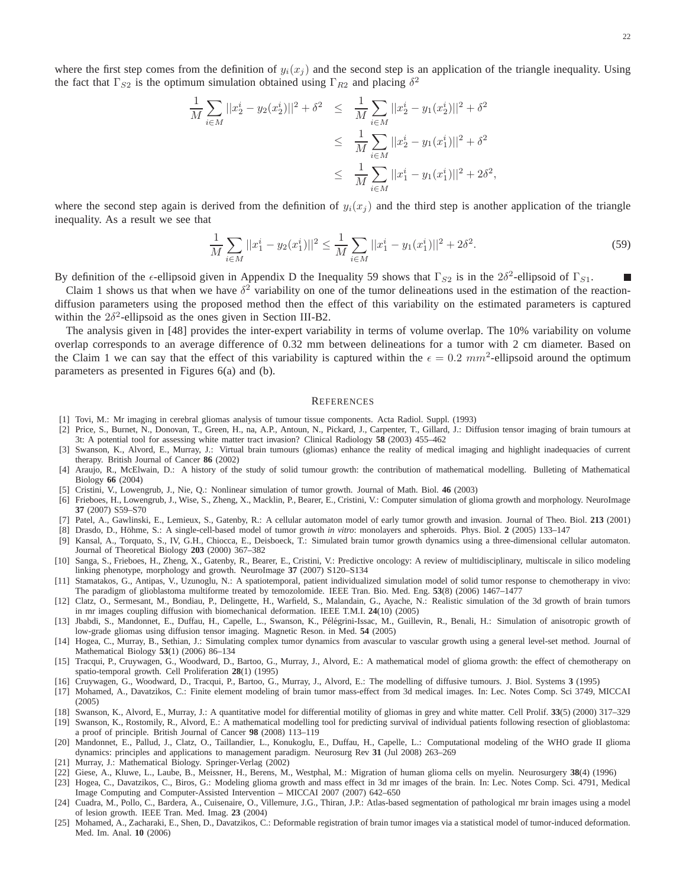where the first step comes from the definition of $y_i(x_j)$ and the second step is an application of the triangle inequality. Using the fact that $\Gamma_{S2}$ is the optimum simulation obtained using $\Gamma_{R2}$ and placing $\delta^2$

$$
\begin{aligned}
\frac{1}{M}\sum_{i\in M}||x_2^i - y_2(x_2^i)||^2 + \delta^2 &\leq \frac{1}{M}\sum_{i\in M}||x_2^i - y_1(x_2^i)||^2 + \delta^2 \\
&\leq \frac{1}{M}\sum_{i\in M}||x_2^i - y_1(x_1^i)||^2 + \delta^2 \\
&\leq \frac{1}{M}\sum_{i\in M}||x_1^i - y_1(x_1^i)||^2 + 2\delta^2,
\end{aligned}
$$

where the second step again is derived from the definition of $y_i(x_j)$ and the third step is another application of the triangle inequality. As a result we see that

$$
\frac{1}{M}\sum_{i\in M}||x_1^i - y_2(x_1^i)||^2 \leq \frac{1}{M}\sum_{i\in M}||x_1^i - y_1(x_1^i)||^2 + 2\delta^2. \tag{59}
$$

By definition of the $\epsilon$-ellipsoid given in Appendix D the Inequality 59 shows that $\Gamma_{S2}$ is in the $2\delta^2$-ellipsoid of $\Gamma_{S1}$. ■

Claim 1 shows us that when we have $\delta^2$ variability on one of the tumor delineations used in the estimation of the reaction-diffusion parameters using the proposed method then the effect of this variability on the estimated parameters is captured within the $2\delta^2$-ellipsoid as the ones given in Section III-B2.

The analysis given in [48] provides the inter-expert variability in terms of volume overlap. The 10% variability on volume overlap corresponds to an average difference of 0.32 mm between delineations for a tumor with 2 cm diameter. Based on the Claim 1 we can say that the effect of this variability is captured within the $\epsilon = 0.2\ mm^2$-ellipsoid around the optimum parameters as presented in Figures 6(a) and (b).

## REFERENCES

[1] Tovi, M.: Mr imaging in cerebral gliomas analysis of tumour tissue components. Acta Radiol. Suppl. (1993)

[2] Price, S., Burnet, N., Donovan, T., Green, H., na, A.P., Antoun, N., Pickard, J., Carpenter, T., Gillard, J.: Diffusion tensor imaging of brain tumours at 3t: A potential tool for assessing white matter tract invasion? Clinical Radiology **58** (2003) 455–462

[3] Swanson, K., Alvord, E., Murray, J.: Virtual brain tumours (gliomas) enhance the reality of medical imaging and highlight inadequacies of current therapy. British Journal of Cancer **86** (2002)

[4] Araujo, R., McElwain, D.: A history of the study of solid tumour growth: the contribution of mathematical modelling. Bulleting of Mathematical Biology **66** (2004)

[5] Cristini, V., Lowengrub, J., Nie, Q.: Nonlinear simulation of tumor growth. Journal of Math. Biol. **46** (2003)

[6] Frieboes, H., Lowengrub, J., Wise, S., Zheng, X., Macklin, P., Bearer, E., Cristini, V.: Computer simulation of glioma growth and morphology. NeuroImage **37** (2007) S59–S70

[7] Patel, A., Gawlinski, E., Lemieux, S., Gatenby, R.: A cellular automaton model of early tumor growth and invasion. Journal of Theo. Biol. **213** (2001)

[8] Drasdo, D., Höhme, S.: A single-cell-based model of tumor growth *in vitro*: monolayers and spheroids. Phys. Biol. **2** (2005) 133–147

[9] Kansal, A., Torquato, S., IV, G.H., Chiocca, E., Deisboeck, T.: Simulated brain tumor growth dynamics using a three-dimensional cellular automaton. Journal of Theoretical Biology **203** (2000) 367–382

[10] Sanga, S., Frieboes, H., Zheng, X., Gatenby, R., Bearer, E., Cristini, V.: Predictive oncology: A review of multidisciplinary, multiscale in silico modeling linking phenotype, morphology and growth. NeuroImage **37** (2007) S120–S134

[11] Stamatakos, G., Antipas, V., Uzunoglu, N.: A spatiotemporal, patient individualized simulation model of solid tumor response to chemotherapy in vivo: The paradigm of glioblastoma multiforme treated by temozolomide. IEEE Tran. Bio. Med. Eng. **53**(8) (2006) 1467–1477

[12] Clatz, O., Sermesant, M., Bondiau, P., Delingette, H., Warfield, S., Malandain, G., Ayache, N.: Realistic simulation of the 3d growth of brain tumors in mr images coupling diffusion with biomechanical deformation. IEEE T.M.I. **24**(10) (2005)

[13] Jbabdi, S., Mandonnet, E., Duffau, H., Capelle, L., Swanson, K., Pélégrini-Issac, M., Guillevin, R., Benali, H.: Simulation of anisotropic growth of low-grade gliomas using diffusion tensor imaging. Magnetic Reson. in Med. **54** (2005)

[14] Hogea, C., Murray, B., Sethian, J.: Simulating complex tumor dynamics from avascular to vascular growth using a general level-set method. Journal of Mathematical Biology **53**(1) (2006) 86–134

[15] Tracqui, P., Cruywagen, G., Woodward, D., Bartoo, G., Murray, J., Alvord, E.: A mathematical model of glioma growth: the effect of chemotherapy on spatio-temporal growth. Cell Proliferation **28**(1) (1995)

[16] Cruywagen, G., Woodward, D., Tracqui, P., Bartoo, G., Murray, J., Alvord, E.: The modelling of diffusive tumours. J. Biol. Systems **3** (1995)

[17] Mohamed, A., Davatzikos, C.: Finite element modeling of brain tumor mass-effect from 3d medical images. In: Lec. Notes Comp. Sci 3749, MICCAI (2005)

[18] Swanson, K., Alvord, E., Murray, J.: A quantitative model for differential motility of gliomas in grey and white matter. Cell Prolif. **33**(5) (2000) 317–329

[19] Swanson, K., Rostomily, R., Alvord, E.: A mathematical modelling tool for predicting survival of individual patients following resection of glioblastoma: a proof of principle. British Journal of Cancer **98** (2008) 113–119

[20] Mandonnet, E., Pallud, J., Clatz, O., Taillandier, L., Konukoglu, E., Duffau, H., Capelle, L.: Computational modeling of the WHO grade II glioma dynamics: principles and applications to management paradigm. Neurosurg Rev **31** (Jul 2008) 263–269

[21] Murray, J.: Mathematical Biology. Springer-Verlag (2002)

[22] Giese, A., Kluwe, L., Laube, B., Meissner, H., Berens, M., Westphal, M.: Migration of human glioma cells on myelin. Neurosurgery **38**(4) (1996)

[23] Hogea, C., Davatzikos, C., Biros, G.: Modeling glioma growth and mass effect in 3d mr images of the brain. In: Lec. Notes Comp. Sci. 4791, Medical Image Computing and Computer-Assisted Intervention – MICCAI 2007 (2007) 642–650

[24] Cuadra, M., Pollo, C., Bardera, A., Cuisenaire, O., Villemure, J.G., Thiran, J.P.: Atlas-based segmentation of pathological mr brain images using a model of lesion growth. IEEE Tran. Med. Imag. **23** (2004)

[25] Mohamed, A., Zacharaki, E., Shen, D., Davatzikos, C.: Deformable registration of brain tumor images via a statistical model of tumor-induced deformation. Med. Im. Anal. **10** (2006)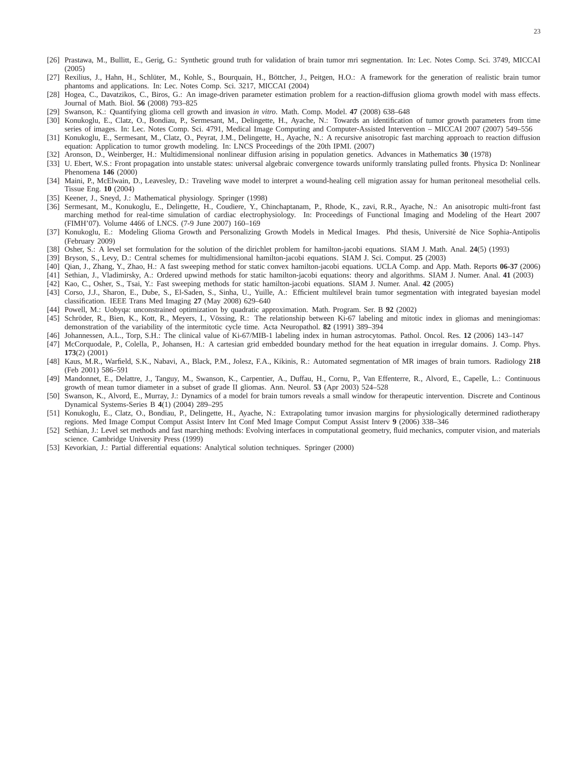[26] Prastawa, M., Bullitt, E., Gerig, G.: Synthetic ground truth for validation of brain tumor mri segmentation. In: Lec. Notes Comp. Sci. 3749, MICCAI (2005)

[27] Rexilius, J., Hahn, H., Schlüter, M., Kohle, S., Bourquain, H., Böttcher, J., Peitgen, H.O.: A framework for the generation of realistic brain tumor phantoms and applications. In: Lec. Notes Comp. Sci. 3217, MICCAI (2004)

[28] Hogea, C., Davatzikos, C., Biros, G.: An image-driven parameter estimation problem for a reaction-diffusion glioma growth model with mass effects. Journal of Math. Biol. **56** (2008) 793–825

[29] Swanson, K.: Quantifying glioma cell growth and invasion *in vitro*. Math. Comp. Model. **47** (2008) 638–648

[30] Konukoglu, E., Clatz, O., Bondiau, P., Sermesant, M., Delingette, H., Ayache, N.: Towards an identification of tumor growth parameters from time series of images. In: Lec. Notes Comp. Sci. 4791, Medical Image Computing and Computer-Assisted Intervention – MICCAI 2007 (2007) 549–556

[31] Konukoglu, E., Sermesant, M., Clatz, O., Peyrat, J.M., Delingette, H., Ayache, N.: A recursive anisotropic fast marching approach to reaction diffusion equation: Application to tumor growth modeling. In: LNCS Proceedings of the 20th IPMI. (2007)

[32] Aronson, D., Weinberger, H.: Multidimensional nonlinear diffusion arising in population genetics. Advances in Mathematics **30** (1978)

[33] U. Ebert, W.S.: Front propagation into unstable states: universal algebraic convergence towards uniformly translating pulled fronts. Physica D: Nonlinear Phenomena **146** (2000)

[34] Maini, P., McElwain, D., Leavesley, D.: Traveling wave model to interpret a wound-healing cell migration assay for human peritoneal mesothelial cells. Tissue Eng. **10** (2004)

[35] Keener, J., Sneyd, J.: Mathematical physiology. Springer (1998)

[36] Sermesant, M., Konukoglu, E., Delingette, H., Coudiere, Y., Chinchaptanam, P., Rhode, K., zavi, R.R., Ayache, N.: An anisotropic multi-front fast marching method for real-time simulation of cardiac electrophysiology. In: Proceedings of Functional Imaging and Modeling of the Heart 2007 (FIMH'07). Volume 4466 of LNCS. (7-9 June 2007) 160–169

[37] Konukoglu, E.: Modeling Glioma Growth and Personalizing Growth Models in Medical Images. Phd thesis, Université de Nice Sophia-Antipolis (February 2009)

[38] Osher, S.: A level set formulation for the solution of the dirichlet problem for hamilton-jacobi equations. SIAM J. Math. Anal. **24**(5) (1993)

[39] Bryson, S., Levy, D.: Central schemes for multidimensional hamilton-jacobi equations. SIAM J. Sci. Comput. **25** (2003)

[40] Qian, J., Zhang, Y., Zhao, H.: A fast sweeping method for static convex hamilton-jacobi equations. UCLA Comp. and App. Math. Reports **06-37** (2006)

[41] Sethian, J., Vladimirsky, A.: Ordered upwind methods for static hamilton-jacobi equations: theory and algorithms. SIAM J. Numer. Anal. **41** (2003)

[42] Kao, C., Osher, S., Tsai, Y.: Fast sweeping methods for static hamilton-jacobi equations. SIAM J. Numer. Anal. **42** (2005)

[43] Corso, J.J., Sharon, E., Dube, S., El-Saden, S., Sinha, U., Yuille, A.: Efficient multilevel brain tumor segmentation with integrated bayesian model classification. IEEE Trans Med Imaging **27** (May 2008) 629–640

[44] Powell, M.: Uobyqa: unconstrained optimization by quadratic approximation. Math. Program. Ser. B **92** (2002)

[45] Schröder, R., Bien, K., Kott, R., Meyers, I., Vössing, R.: The relationship between Ki-67 labeling and mitotic index in gliomas and meningiomas: demonstration of the variability of the intermitotic cycle time. Acta Neuropathol. **82** (1991) 389–394

[46] Johannessen, A.L., Torp, S.H.: The clinical value of Ki-67/MIB-1 labeling index in human astrocytomas. Pathol. Oncol. Res. **12** (2006) 143–147

[47] McCorquodale, P., Colella, P., Johansen, H.: A cartesian grid embedded boundary method for the heat equation in irregular domains. J. Comp. Phys. **173**(2) (2001)

[48] Kaus, M.R., Warfield, S.K., Nabavi, A., Black, P.M., Jolesz, F.A., Kikinis, R.: Automated segmentation of MR images of brain tumors. Radiology **218** (Feb 2001) 586–591

[49] Mandonnet, E., Delattre, J., Tanguy, M., Swanson, K., Carpentier, A., Duffau, H., Cornu, P., Van Effenterre, R., Alvord, E., Capelle, L.: Continuous growth of mean tumor diameter in a subset of grade II gliomas. Ann. Neurol. **53** (Apr 2003) 524–528

[50] Swanson, K., Alvord, E., Murray, J.: Dynamics of a model for brain tumors reveals a small window for therapeutic intervention. Discrete and Continous Dynamical Systems-Series B **4**(1) (2004) 289–295

[51] Konukoglu, E., Clatz, O., Bondiau, P., Delingette, H., Ayache, N.: Extrapolating tumor invasion margins for physiologically determined radiotherapy regions. Med Image Comput Comput Assist Interv Int Conf Med Image Comput Comput Assist Interv **9** (2006) 338–346

[52] Sethian, J.: Level set methods and fast marching methods: Evolving interfaces in computational geometry, fluid mechanics, computer vision, and materials science. Cambridge University Press (1999)

[53] Kevorkian, J.: Partial differential equations: Analytical solution techniques. Springer (2000)